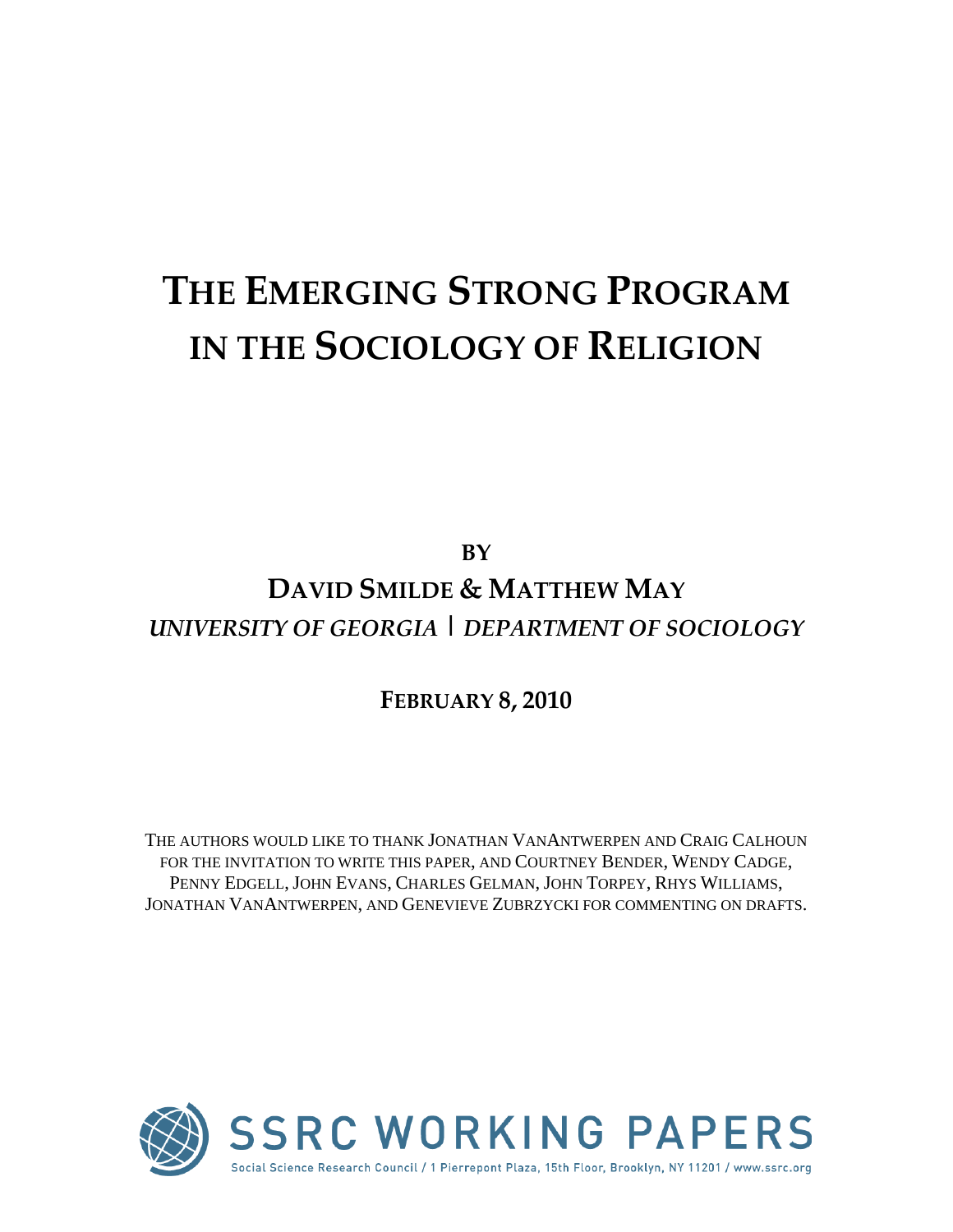# The Emerging Strong Program in the Sociology of Religion

**BY**

**DAVID SMILDE & MATTHEW MAY**

*UNIVERSITY OF GEORGIA | DEPARTMENT OF SOCIOLOGY*

**FEBRUARY 8, 2010**

The authors would like to thank Jonathan VanAntwerpen and Craig Calhoun for the invitation to write this paper, and Courtney Bender, Wendy Cadge, Penny Edgell, John Evans, Charles Gelman, John Torpey, Rhys Williams, Jonathan VanAntwerpen, and Genevieve Zubrzycki for commenting on drafts.

SSRC WORKING PAPERS

Social Science Research Council / 1 Pierrepont Plaza, 15th Floor, Brooklyn, NY 11201 / www.ssrc.org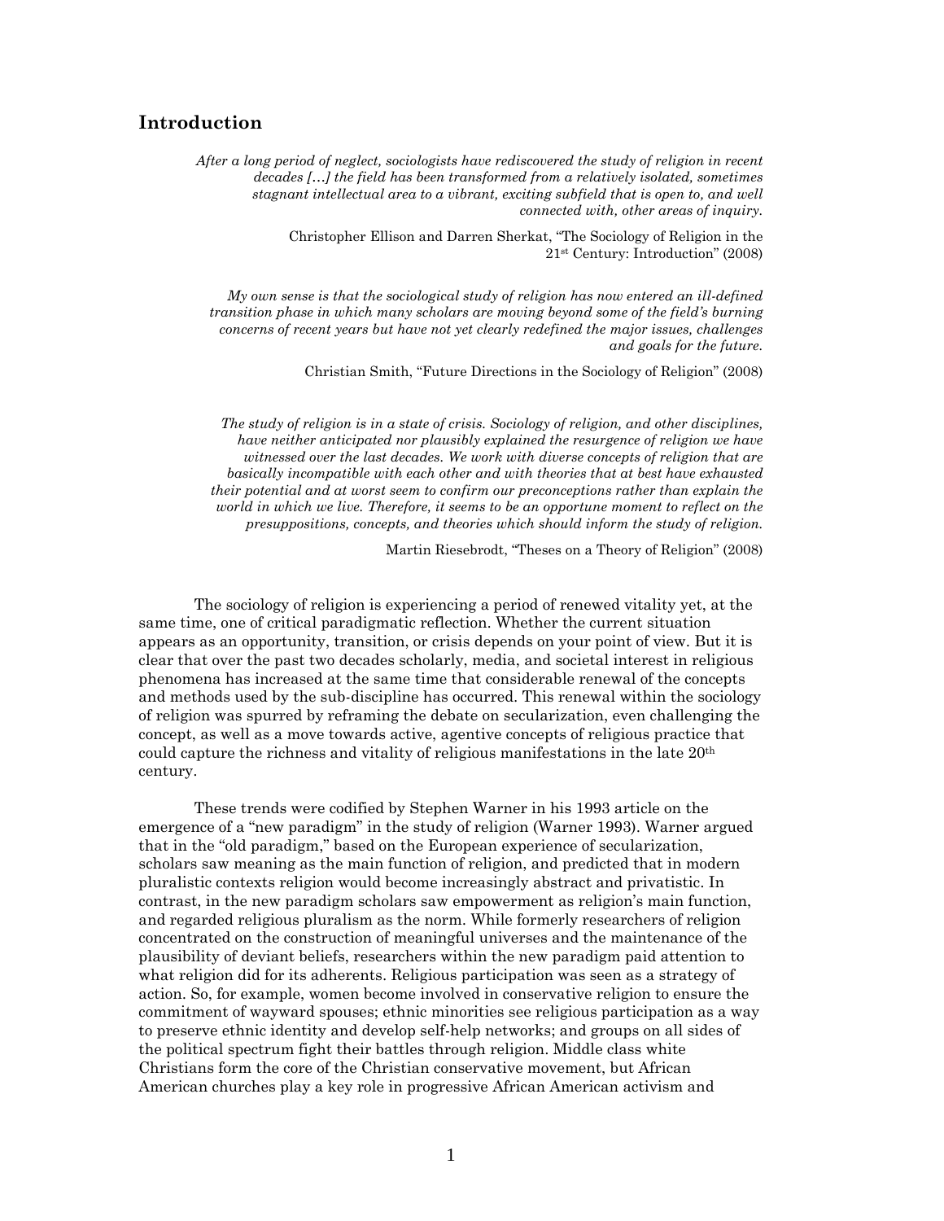## Introduction

> *After a long period of neglect, sociologists have rediscovered the study of religion in recent decades […] the field has been transformed from a relatively isolated, sometimes stagnant intellectual area to a vibrant, exciting subfield that is open to, and well connected with, other areas of inquiry.*
>
> Christopher Ellison and Darren Sherkat, "The Sociology of Religion in the 21st Century: Introduction" (2008)

> *My own sense is that the sociological study of religion has now entered an ill-defined transition phase in which many scholars are moving beyond some of the field's burning concerns of recent years but have not yet clearly redefined the major issues, challenges and goals for the future.*
>
> Christian Smith, "Future Directions in the Sociology of Religion" (2008)

> *The study of religion is in a state of crisis. Sociology of religion, and other disciplines, have neither anticipated nor plausibly explained the resurgence of religion we have witnessed over the last decades. We work with diverse concepts of religion that are basically incompatible with each other and with theories that at best have exhausted their potential and at worst seem to confirm our preconceptions rather than explain the world in which we live. Therefore, it seems to be an opportune moment to reflect on the presuppositions, concepts, and theories which should inform the study of religion.*
>
> Martin Riesebrodt, "Theses on a Theory of Religion" (2008)

The sociology of religion is experiencing a period of renewed vitality yet, at the same time, one of critical paradigmatic reflection. Whether the current situation appears as an opportunity, transition, or crisis depends on your point of view. But it is clear that over the past two decades scholarly, media, and societal interest in religious phenomena has increased at the same time that considerable renewal of the concepts and methods used by the sub-discipline has occurred. This renewal within the sociology of religion was spurred by reframing the debate on secularization, even challenging the concept, as well as a move towards active, agentive concepts of religious practice that could capture the richness and vitality of religious manifestations in the late 20th century.

These trends were codified by Stephen Warner in his 1993 article on the emergence of a "new paradigm" in the study of religion (Warner 1993). Warner argued that in the "old paradigm," based on the European experience of secularization, scholars saw meaning as the main function of religion, and predicted that in modern pluralistic contexts religion would become increasingly abstract and privatistic. In contrast, in the new paradigm scholars saw empowerment as religion's main function, and regarded religious pluralism as the norm. While formerly researchers of religion concentrated on the construction of meaningful universes and the maintenance of the plausibility of deviant beliefs, researchers within the new paradigm paid attention to what religion did for its adherents. Religious participation was seen as a strategy of action. So, for example, women become involved in conservative religion to ensure the commitment of wayward spouses; ethnic minorities see religious participation as a way to preserve ethnic identity and develop self-help networks; and groups on all sides of the political spectrum fight their battles through religion. Middle class white Christians form the core of the Christian conservative movement, but African American churches play a key role in progressive African American activism and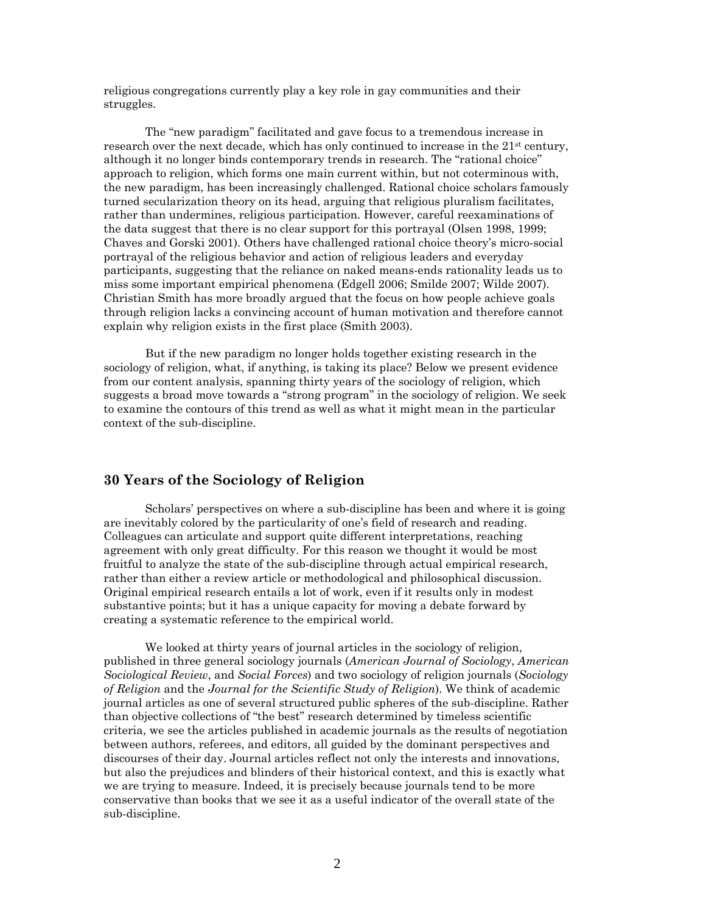religious congregations currently play a key role in gay communities and their struggles.

The "new paradigm" facilitated and gave focus to a tremendous increase in research over the next decade, which has only continued to increase in the 21st century, although it no longer binds contemporary trends in research. The "rational choice" approach to religion, which forms one main current within, but not coterminous with, the new paradigm, has been increasingly challenged. Rational choice scholars famously turned secularization theory on its head, arguing that religious pluralism facilitates, rather than undermines, religious participation. However, careful reexaminations of the data suggest that there is no clear support for this portrayal (Olsen 1998, 1999; Chaves and Gorski 2001). Others have challenged rational choice theory's micro-social portrayal of the religious behavior and action of religious leaders and everyday participants, suggesting that the reliance on naked means-ends rationality leads us to miss some important empirical phenomena (Edgell 2006; Smilde 2007; Wilde 2007). Christian Smith has more broadly argued that the focus on how people achieve goals through religion lacks a convincing account of human motivation and therefore cannot explain why religion exists in the first place (Smith 2003).

But if the new paradigm no longer holds together existing research in the sociology of religion, what, if anything, is taking its place? Below we present evidence from our content analysis, spanning thirty years of the sociology of religion, which suggests a broad move towards a "strong program" in the sociology of religion. We seek to examine the contours of this trend as well as what it might mean in the particular context of the sub-discipline.

## 30 Years of the Sociology of Religion

Scholars' perspectives on where a sub-discipline has been and where it is going are inevitably colored by the particularity of one's field of research and reading. Colleagues can articulate and support quite different interpretations, reaching agreement with only great difficulty. For this reason we thought it would be most fruitful to analyze the state of the sub-discipline through actual empirical research, rather than either a review article or methodological and philosophical discussion. Original empirical research entails a lot of work, even if it results only in modest substantive points; but it has a unique capacity for moving a debate forward by creating a systematic reference to the empirical world.

We looked at thirty years of journal articles in the sociology of religion, published in three general sociology journals (*American Journal of Sociology*, *American Sociological Review*, and *Social Forces*) and two sociology of religion journals (*Sociology of Religion* and the *Journal for the Scientific Study of Religion*). We think of academic journal articles as one of several structured public spheres of the sub-discipline. Rather than objective collections of "the best" research determined by timeless scientific criteria, we see the articles published in academic journals as the results of negotiation between authors, referees, and editors, all guided by the dominant perspectives and discourses of their day. Journal articles reflect not only the interests and innovations, but also the prejudices and blinders of their historical context, and this is exactly what we are trying to measure. Indeed, it is precisely because journals tend to be more conservative than books that we see it as a useful indicator of the overall state of the sub-discipline.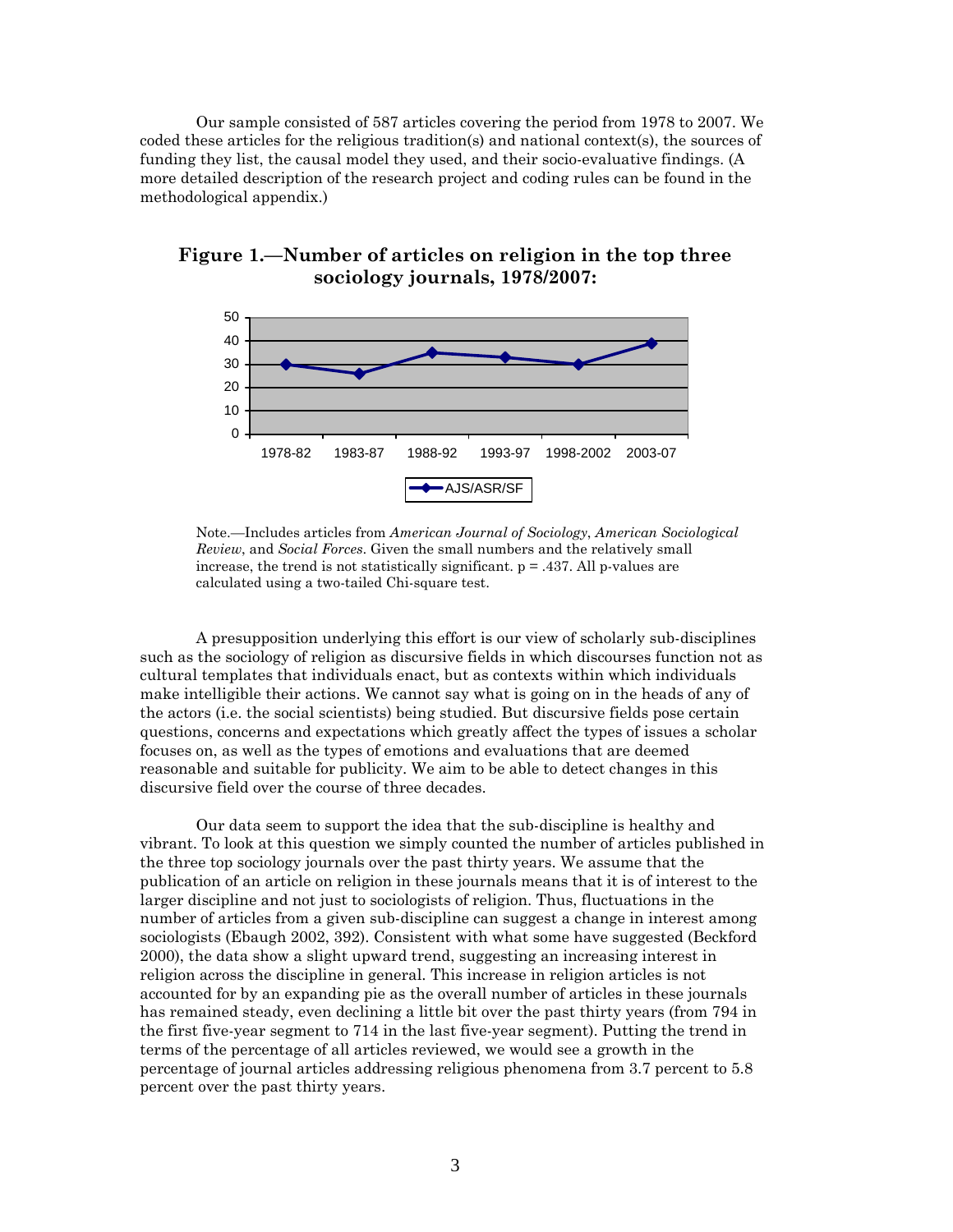Our sample consisted of 587 articles covering the period from 1978 to 2007. We coded these articles for the religious tradition(s) and national context(s), the sources of funding they list, the causal model they used, and their socio-evaluative findings. (A more detailed description of the research project and coding rules can be found in the methodological appendix.)

**Figure 1.—Number of articles on religion in the top three sociology journals, 1978/2007:**

Note.—Includes articles from *American Journal of Sociology*, *American Sociological Review*, and *Social Forces*. Given the small numbers and the relatively small increase, the trend is not statistically significant. p = .437. All p-values are calculated using a two-tailed Chi-square test.

A presupposition underlying this effort is our view of scholarly sub-disciplines such as the sociology of religion as discursive fields in which discourses function not as cultural templates that individuals enact, but as contexts within which individuals make intelligible their actions. We cannot say what is going on in the heads of any of the actors (i.e. the social scientists) being studied. But discursive fields pose certain questions, concerns and expectations which greatly affect the types of issues a scholar focuses on, as well as the types of emotions and evaluations that are deemed reasonable and suitable for publicity. We aim to be able to detect changes in this discursive field over the course of three decades.

Our data seem to support the idea that the sub-discipline is healthy and vibrant. To look at this question we simply counted the number of articles published in the three top sociology journals over the past thirty years. We assume that the publication of an article on religion in these journals means that it is of interest to the larger discipline and not just to sociologists of religion. Thus, fluctuations in the number of articles from a given sub-discipline can suggest a change in interest among sociologists (Ebaugh 2002, 392). Consistent with what some have suggested (Beckford 2000), the data show a slight upward trend, suggesting an increasing interest in religion across the discipline in general. This increase in religion articles is not accounted for by an expanding pie as the overall number of articles in these journals has remained steady, even declining a little bit over the past thirty years (from 794 in the first five-year segment to 714 in the last five-year segment). Putting the trend in terms of the percentage of all articles reviewed, we would see a growth in the percentage of journal articles addressing religious phenomena from 3.7 percent to 5.8 percent over the past thirty years.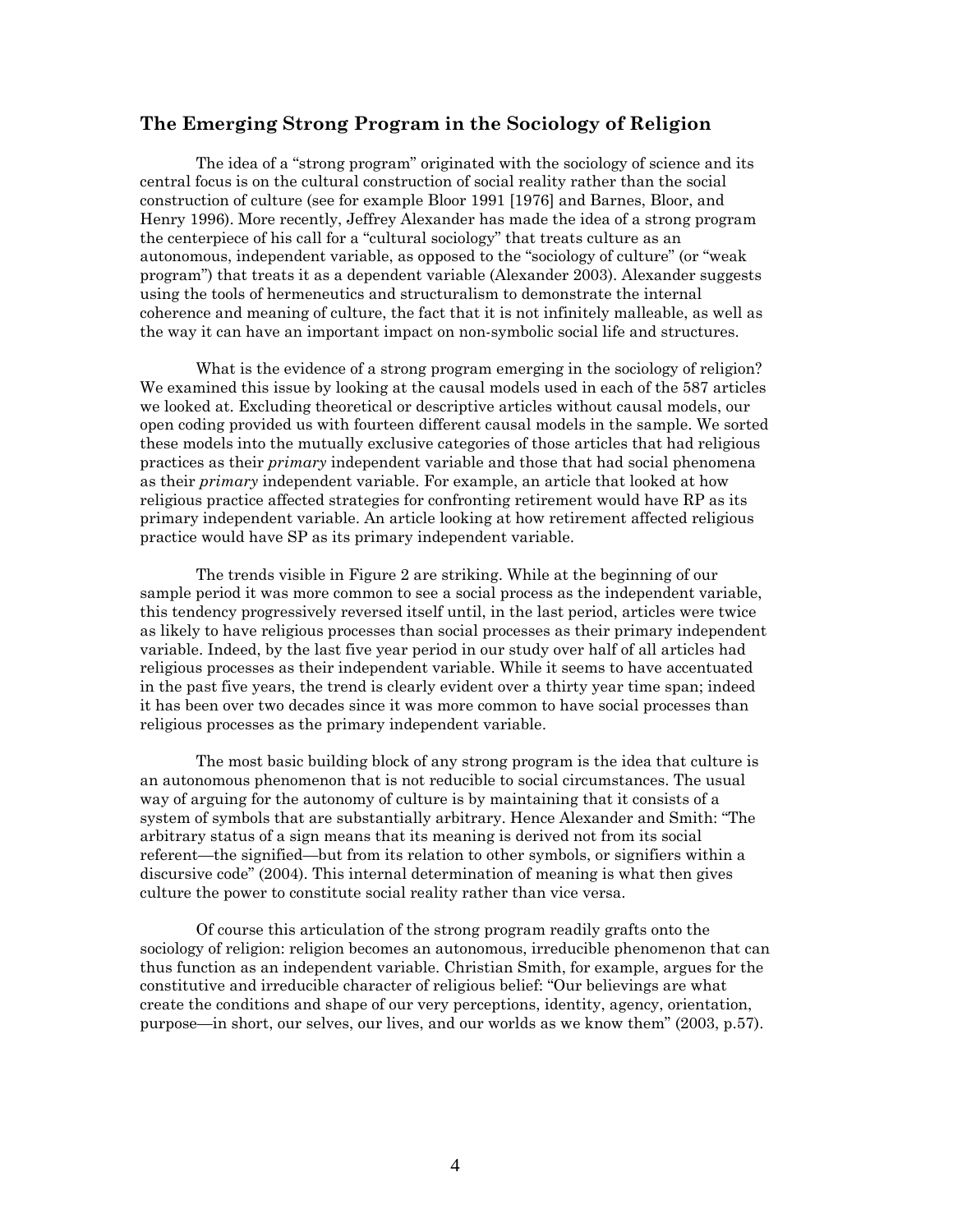## The Emerging Strong Program in the Sociology of Religion

The idea of a "strong program" originated with the sociology of science and its central focus is on the cultural construction of social reality rather than the social construction of culture (see for example Bloor 1991 [1976] and Barnes, Bloor, and Henry 1996). More recently, Jeffrey Alexander has made the idea of a strong program the centerpiece of his call for a "cultural sociology" that treats culture as an autonomous, independent variable, as opposed to the "sociology of culture" (or "weak program") that treats it as a dependent variable (Alexander 2003). Alexander suggests using the tools of hermeneutics and structuralism to demonstrate the internal coherence and meaning of culture, the fact that it is not infinitely malleable, as well as the way it can have an important impact on non-symbolic social life and structures.

What is the evidence of a strong program emerging in the sociology of religion? We examined this issue by looking at the causal models used in each of the 587 articles we looked at. Excluding theoretical or descriptive articles without causal models, our open coding provided us with fourteen different causal models in the sample. We sorted these models into the mutually exclusive categories of those articles that had religious practices as their *primary* independent variable and those that had social phenomena as their *primary* independent variable. For example, an article that looked at how religious practice affected strategies for confronting retirement would have RP as its primary independent variable. An article looking at how retirement affected religious practice would have SP as its primary independent variable.

The trends visible in Figure 2 are striking. While at the beginning of our sample period it was more common to see a social process as the independent variable, this tendency progressively reversed itself until, in the last period, articles were twice as likely to have religious processes than social processes as their primary independent variable. Indeed, by the last five year period in our study over half of all articles had religious processes as their independent variable. While it seems to have accentuated in the past five years, the trend is clearly evident over a thirty year time span; indeed it has been over two decades since it was more common to have social processes than religious processes as the primary independent variable.

The most basic building block of any strong program is the idea that culture is an autonomous phenomenon that is not reducible to social circumstances. The usual way of arguing for the autonomy of culture is by maintaining that it consists of a system of symbols that are substantially arbitrary. Hence Alexander and Smith: "The arbitrary status of a sign means that its meaning is derived not from its social referent—the signified—but from its relation to other symbols, or signifiers within a discursive code" (2004). This internal determination of meaning is what then gives culture the power to constitute social reality rather than vice versa.

Of course this articulation of the strong program readily grafts onto the sociology of religion: religion becomes an autonomous, irreducible phenomenon that can thus function as an independent variable. Christian Smith, for example, argues for the constitutive and irreducible character of religious belief: "Our believings are what create the conditions and shape of our very perceptions, identity, agency, orientation, purpose—in short, our selves, our lives, and our worlds as we know them" (2003, p.57).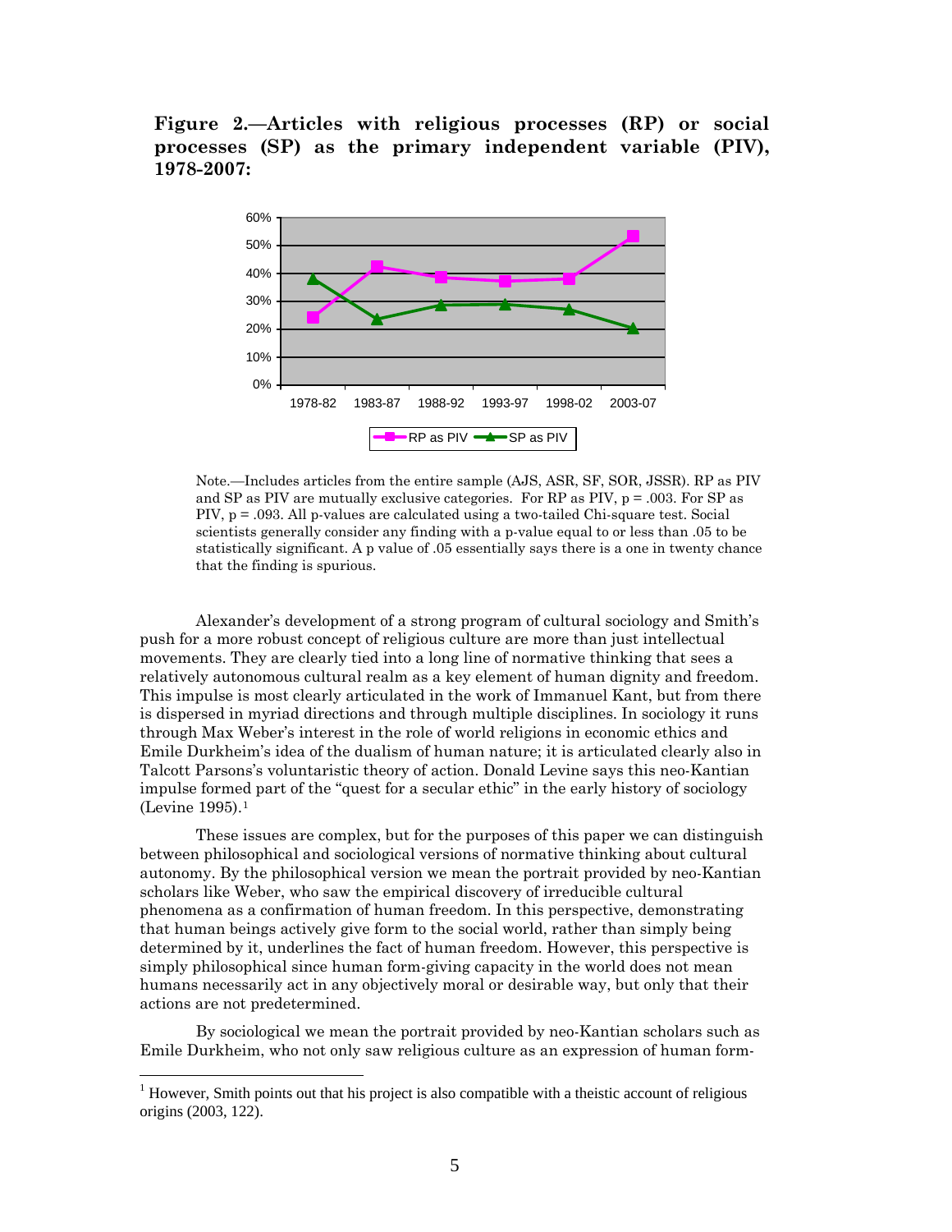**Figure 2.—Articles with religious processes (RP) or social processes (SP) as the primary independent variable (PIV), 1978-2007:**

Note.—Includes articles from the entire sample (AJS, ASR, SF, SOR, JSSR). RP as PIV and SP as PIV are mutually exclusive categories. For RP as PIV, p = .003. For SP as PIV, p = .093. All p-values are calculated using a two-tailed Chi-square test. Social scientists generally consider any finding with a p-value equal to or less than .05 to be statistically significant. A p value of .05 essentially says there is a one in twenty chance that the finding is spurious.

Alexander's development of a strong program of cultural sociology and Smith's push for a more robust concept of religious culture are more than just intellectual movements. They are clearly tied into a long line of normative thinking that sees a relatively autonomous cultural realm as a key element of human dignity and freedom. This impulse is most clearly articulated in the work of Immanuel Kant, but from there is dispersed in myriad directions and through multiple disciplines. In sociology it runs through Max Weber's interest in the role of world religions in economic ethics and Emile Durkheim's idea of the dualism of human nature; it is articulated clearly also in Talcott Parsons's voluntaristic theory of action. Donald Levine says this neo-Kantian impulse formed part of the "quest for a secular ethic" in the early history of sociology (Levine 1995).[1]

These issues are complex, but for the purposes of this paper we can distinguish between philosophical and sociological versions of normative thinking about cultural autonomy. By the philosophical version we mean the portrait provided by neo-Kantian scholars like Weber, who saw the empirical discovery of irreducible cultural phenomena as a confirmation of human freedom. In this perspective, demonstrating that human beings actively give form to the social world, rather than simply being determined by it, underlines the fact of human freedom. However, this perspective is simply philosophical since human form-giving capacity in the world does not mean humans necessarily act in any objectively moral or desirable way, but only that their actions are not predetermined.

By sociological we mean the portrait provided by neo-Kantian scholars such as Emile Durkheim, who not only saw religious culture as an expression of human form-

[1] However, Smith points out that his project is also compatible with a theistic account of religious origins (2003, 122).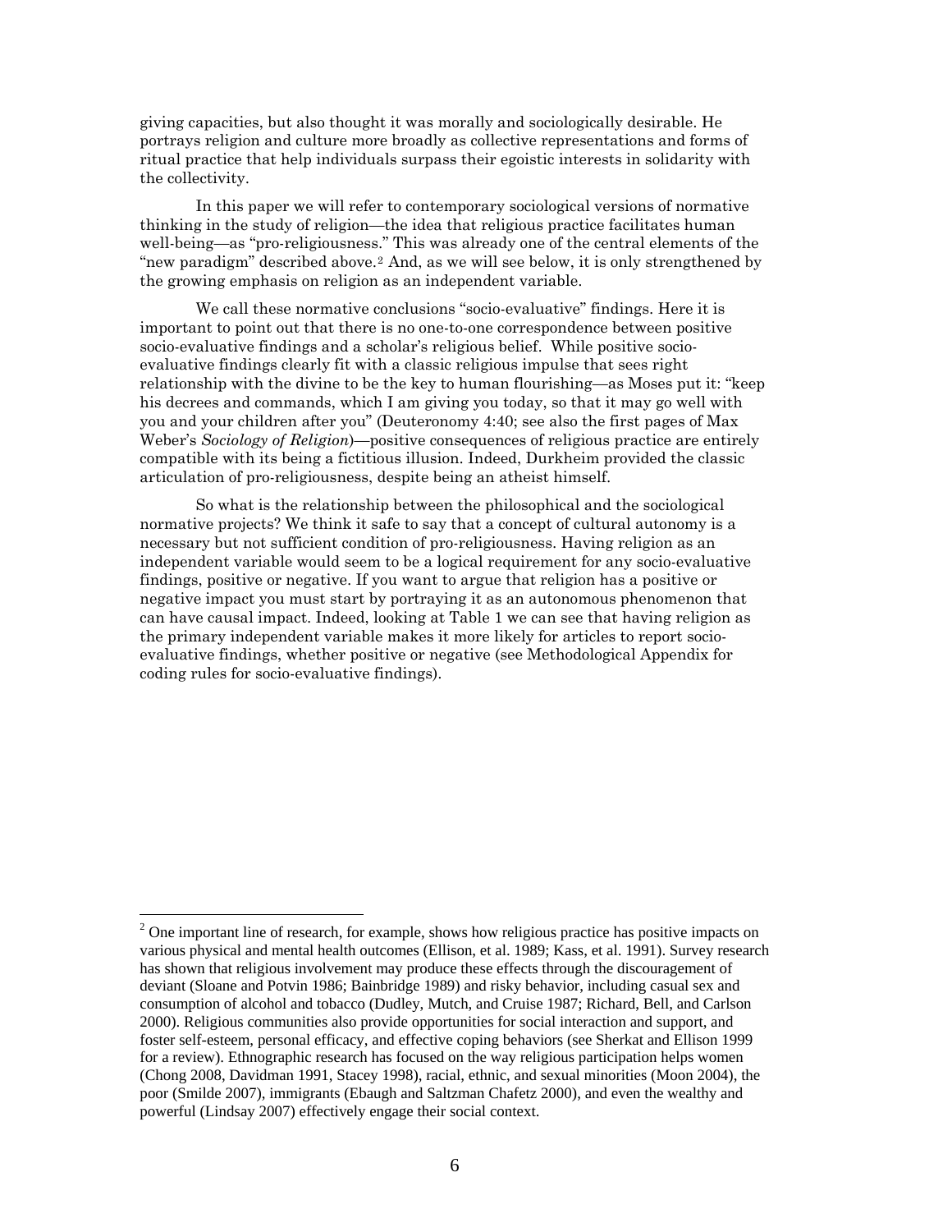giving capacities, but also thought it was morally and sociologically desirable. He portrays religion and culture more broadly as collective representations and forms of ritual practice that help individuals surpass their egoistic interests in solidarity with the collectivity.

In this paper we will refer to contemporary sociological versions of normative thinking in the study of religion—the idea that religious practice facilitates human well-being—as "pro-religiousness." This was already one of the central elements of the "new paradigm" described above.[2] And, as we will see below, it is only strengthened by the growing emphasis on religion as an independent variable.

We call these normative conclusions "socio-evaluative" findings. Here it is important to point out that there is no one-to-one correspondence between positive socio-evaluative findings and a scholar's religious belief. While positive socio-evaluative findings clearly fit with a classic religious impulse that sees right relationship with the divine to be the key to human flourishing—as Moses put it: "keep his decrees and commands, which I am giving you today, so that it may go well with you and your children after you" (Deuteronomy 4:40; see also the first pages of Max Weber's *Sociology of Religion*)—positive consequences of religious practice are entirely compatible with its being a fictitious illusion. Indeed, Durkheim provided the classic articulation of pro-religiousness, despite being an atheist himself.

So what is the relationship between the philosophical and the sociological normative projects? We think it safe to say that a concept of cultural autonomy is a necessary but not sufficient condition of pro-religiousness. Having religion as an independent variable would seem to be a logical requirement for any socio-evaluative findings, positive or negative. If you want to argue that religion has a positive or negative impact you must start by portraying it as an autonomous phenomenon that can have causal impact. Indeed, looking at Table 1 we can see that having religion as the primary independent variable makes it more likely for articles to report socio-evaluative findings, whether positive or negative (see Methodological Appendix for coding rules for socio-evaluative findings).

---

[2] One important line of research, for example, shows how religious practice has positive impacts on various physical and mental health outcomes (Ellison, et al. 1989; Kass, et al. 1991). Survey research has shown that religious involvement may produce these effects through the discouragement of deviant (Sloane and Potvin 1986; Bainbridge 1989) and risky behavior, including casual sex and consumption of alcohol and tobacco (Dudley, Mutch, and Cruise 1987; Richard, Bell, and Carlson 2000). Religious communities also provide opportunities for social interaction and support, and foster self-esteem, personal efficacy, and effective coping behaviors (see Sherkat and Ellison 1999 for a review). Ethnographic research has focused on the way religious participation helps women (Chong 2008, Davidman 1991, Stacey 1998), racial, ethnic, and sexual minorities (Moon 2004), the poor (Smilde 2007), immigrants (Ebaugh and Saltzman Chafetz 2000), and even the wealthy and powerful (Lindsay 2007) effectively engage their social context.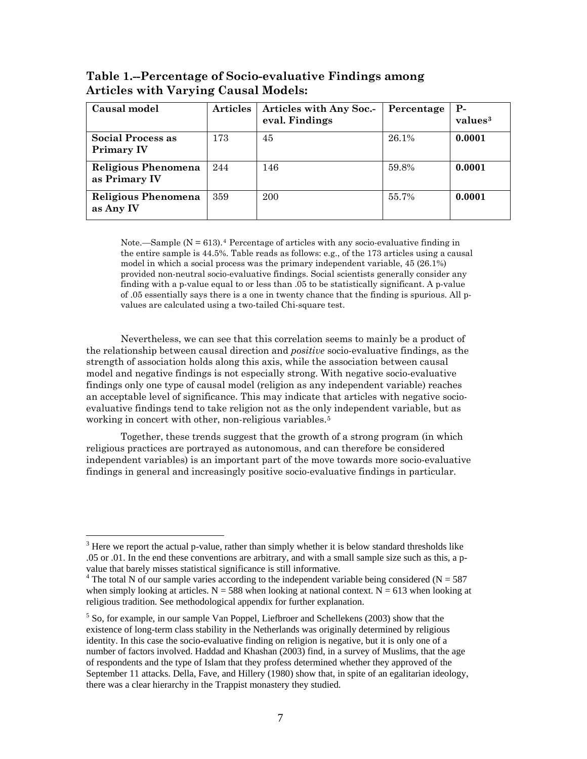**Table 1.--Percentage of Socio-evaluative Findings among Articles with Varying Causal Models:**

| Causal model | Articles | Articles with Any Soc.-eval. Findings | Percentage | P-values[3] |
|---|---|---|---|---|
| **Social Process as Primary IV** | 173 | 45 | 26.1% | **0.0001** |
| **Religious Phenomena as Primary IV** | 244 | 146 | 59.8% | **0.0001** |
| **Religious Phenomena as Any IV** | 359 | 200 | 55.7% | **0.0001** |

Note.—Sample (N = 613).[4] Percentage of articles with any socio-evaluative finding in the entire sample is 44.5%. Table reads as follows: e.g., of the 173 articles using a causal model in which a social process was the primary independent variable, 45 (26.1%) provided non-neutral socio-evaluative findings. Social scientists generally consider any finding with a p-value equal to or less than .05 to be statistically significant. A p-value of .05 essentially says there is a one in twenty chance that the finding is spurious. All p-values are calculated using a two-tailed Chi-square test.

Nevertheless, we can see that this correlation seems to mainly be a product of the relationship between causal direction and *positive* socio-evaluative findings, as the strength of association holds along this axis, while the association between causal model and negative findings is not especially strong. With negative socio-evaluative findings only one type of causal model (religion as any independent variable) reaches an acceptable level of significance. This may indicate that articles with negative socio-evaluative findings tend to take religion not as the only independent variable, but as working in concert with other, non-religious variables.[5]

Together, these trends suggest that the growth of a strong program (in which religious practices are portrayed as autonomous, and can therefore be considered independent variables) is an important part of the move towards more socio-evaluative findings in general and increasingly positive socio-evaluative findings in particular.

---

[3] Here we report the actual p-value, rather than simply whether it is below standard thresholds like .05 or .01. In the end these conventions are arbitrary, and with a small sample size such as this, a p-value that barely misses statistical significance is still informative.

[4] The total N of our sample varies according to the independent variable being considered (N = 587 when simply looking at articles. N = 588 when looking at national context. N = 613 when looking at religious tradition. See methodological appendix for further explanation.

[5] So, for example, in our sample Van Poppel, Liefbroer and Schellekens (2003) show that the existence of long-term class stability in the Netherlands was originally determined by religious identity. In this case the socio-evaluative finding on religion is negative, but it is only one of a number of factors involved. Haddad and Khashan (2003) find, in a survey of Muslims, that the age of respondents and the type of Islam that they profess determined whether they approved of the September 11 attacks. Della, Fave, and Hillery (1980) show that, in spite of an egalitarian ideology, there was a clear hierarchy in the Trappist monastery they studied.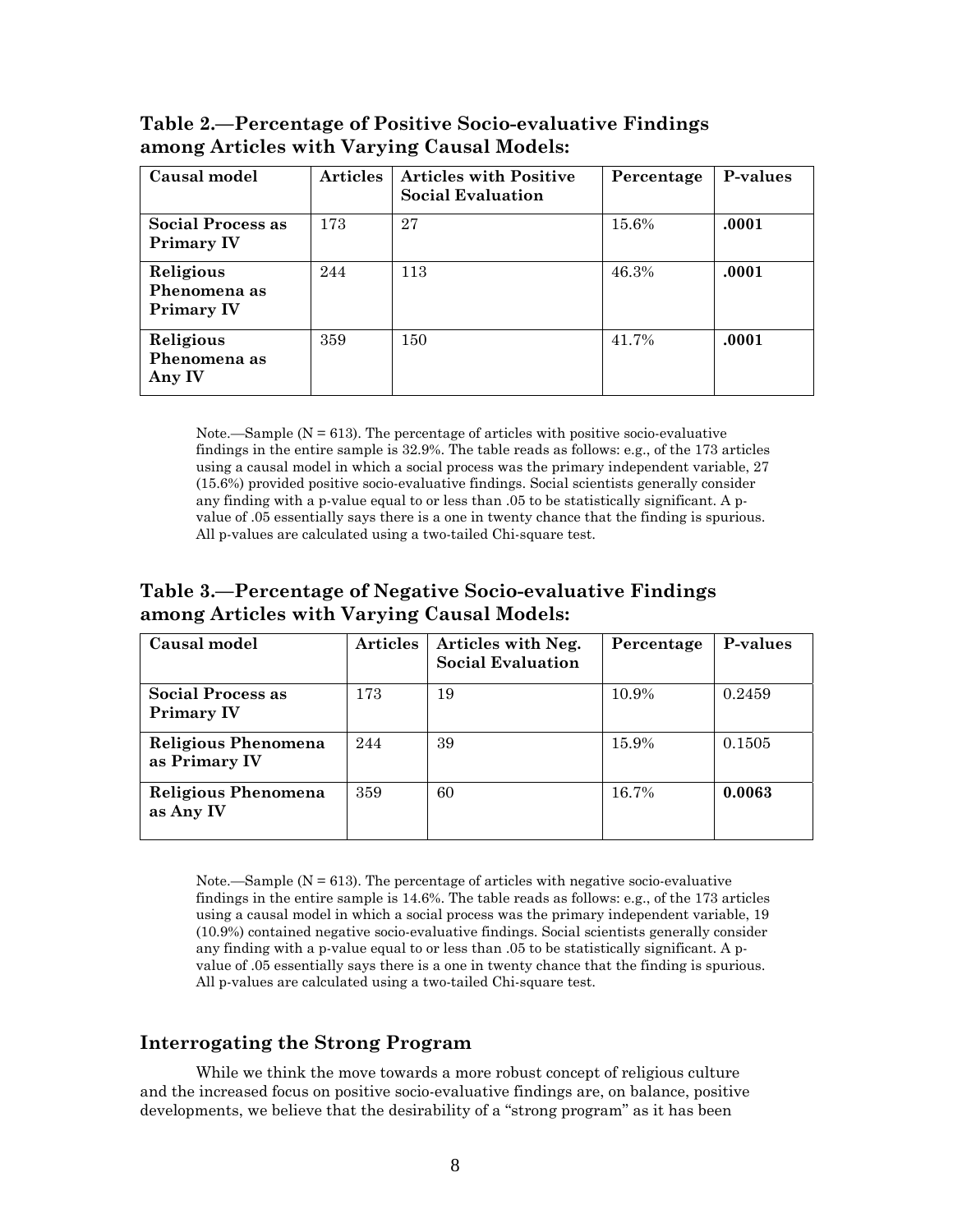**Table 2.—Percentage of Positive Socio-evaluative Findings among Articles with Varying Causal Models:**

| Causal model | Articles | Articles with Positive Social Evaluation | Percentage | P-values |
|---|---|---|---|---|
| **Social Process as Primary IV** | 173 | 27 | 15.6% | **.0001** |
| **Religious Phenomena as Primary IV** | 244 | 113 | 46.3% | **.0001** |
| **Religious Phenomena as Any IV** | 359 | 150 | 41.7% | **.0001** |

Note.—Sample (N = 613). The percentage of articles with positive socio-evaluative findings in the entire sample is 32.9%. The table reads as follows: e.g., of the 173 articles using a causal model in which a social process was the primary independent variable, 27 (15.6%) provided positive socio-evaluative findings. Social scientists generally consider any finding with a p-value equal to or less than .05 to be statistically significant. A p-value of .05 essentially says there is a one in twenty chance that the finding is spurious. All p-values are calculated using a two-tailed Chi-square test.

**Table 3.—Percentage of Negative Socio-evaluative Findings among Articles with Varying Causal Models:**

| Causal model | Articles | Articles with Neg. Social Evaluation | Percentage | P-values |
|---|---|---|---|---|
| **Social Process as Primary IV** | 173 | 19 | 10.9% | 0.2459 |
| **Religious Phenomena as Primary IV** | 244 | 39 | 15.9% | 0.1505 |
| **Religious Phenomena as Any IV** | 359 | 60 | 16.7% | **0.0063** |

Note.—Sample (N = 613). The percentage of articles with negative socio-evaluative findings in the entire sample is 14.6%. The table reads as follows: e.g., of the 173 articles using a causal model in which a social process was the primary independent variable, 19 (10.9%) contained negative socio-evaluative findings. Social scientists generally consider any finding with a p-value equal to or less than .05 to be statistically significant. A p-value of .05 essentially says there is a one in twenty chance that the finding is spurious. All p-values are calculated using a two-tailed Chi-square test.

## Interrogating the Strong Program

While we think the move towards a more robust concept of religious culture and the increased focus on positive socio-evaluative findings are, on balance, positive developments, we believe that the desirability of a "strong program" as it has been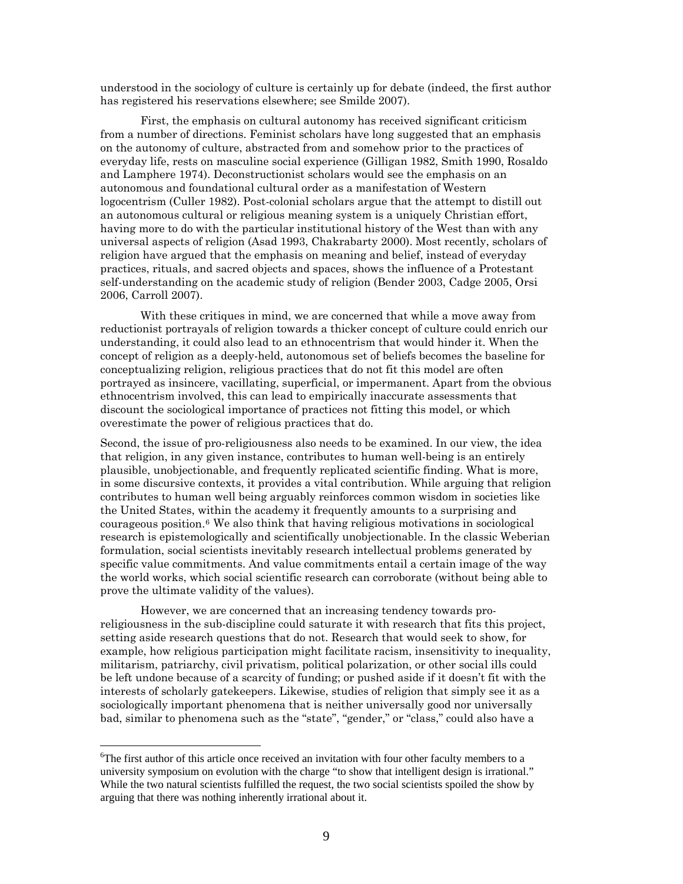understood in the sociology of culture is certainly up for debate (indeed, the first author has registered his reservations elsewhere; see Smilde 2007).

First, the emphasis on cultural autonomy has received significant criticism from a number of directions. Feminist scholars have long suggested that an emphasis on the autonomy of culture, abstracted from and somehow prior to the practices of everyday life, rests on masculine social experience (Gilligan 1982, Smith 1990, Rosaldo and Lamphere 1974). Deconstructionist scholars would see the emphasis on an autonomous and foundational cultural order as a manifestation of Western logocentrism (Culler 1982). Post-colonial scholars argue that the attempt to distill out an autonomous cultural or religious meaning system is a uniquely Christian effort, having more to do with the particular institutional history of the West than with any universal aspects of religion (Asad 1993, Chakrabarty 2000). Most recently, scholars of religion have argued that the emphasis on meaning and belief, instead of everyday practices, rituals, and sacred objects and spaces, shows the influence of a Protestant self-understanding on the academic study of religion (Bender 2003, Cadge 2005, Orsi 2006, Carroll 2007).

With these critiques in mind, we are concerned that while a move away from reductionist portrayals of religion towards a thicker concept of culture could enrich our understanding, it could also lead to an ethnocentrism that would hinder it. When the concept of religion as a deeply-held, autonomous set of beliefs becomes the baseline for conceptualizing religion, religious practices that do not fit this model are often portrayed as insincere, vacillating, superficial, or impermanent. Apart from the obvious ethnocentrism involved, this can lead to empirically inaccurate assessments that discount the sociological importance of practices not fitting this model, or which overestimate the power of religious practices that do.

Second, the issue of pro-religiousness also needs to be examined. In our view, the idea that religion, in any given instance, contributes to human well-being is an entirely plausible, unobjectionable, and frequently replicated scientific finding. What is more, in some discursive contexts, it provides a vital contribution. While arguing that religion contributes to human well being arguably reinforces common wisdom in societies like the United States, within the academy it frequently amounts to a surprising and courageous position.[6] We also think that having religious motivations in sociological research is epistemologically and scientifically unobjectionable. In the classic Weberian formulation, social scientists inevitably research intellectual problems generated by specific value commitments. And value commitments entail a certain image of the way the world works, which social scientific research can corroborate (without being able to prove the ultimate validity of the values).

However, we are concerned that an increasing tendency towards pro-religiousness in the sub-discipline could saturate it with research that fits this project, setting aside research questions that do not. Research that would seek to show, for example, how religious participation might facilitate racism, insensitivity to inequality, militarism, patriarchy, civil privatism, political polarization, or other social ills could be left undone because of a scarcity of funding; or pushed aside if it doesn't fit with the interests of scholarly gatekeepers. Likewise, studies of religion that simply see it as a sociologically important phenomena that is neither universally good nor universally bad, similar to phenomena such as the "state", "gender," or "class," could also have a

[6] The first author of this article once received an invitation with four other faculty members to a university symposium on evolution with the charge "to show that intelligent design is irrational." While the two natural scientists fulfilled the request, the two social scientists spoiled the show by arguing that there was nothing inherently irrational about it.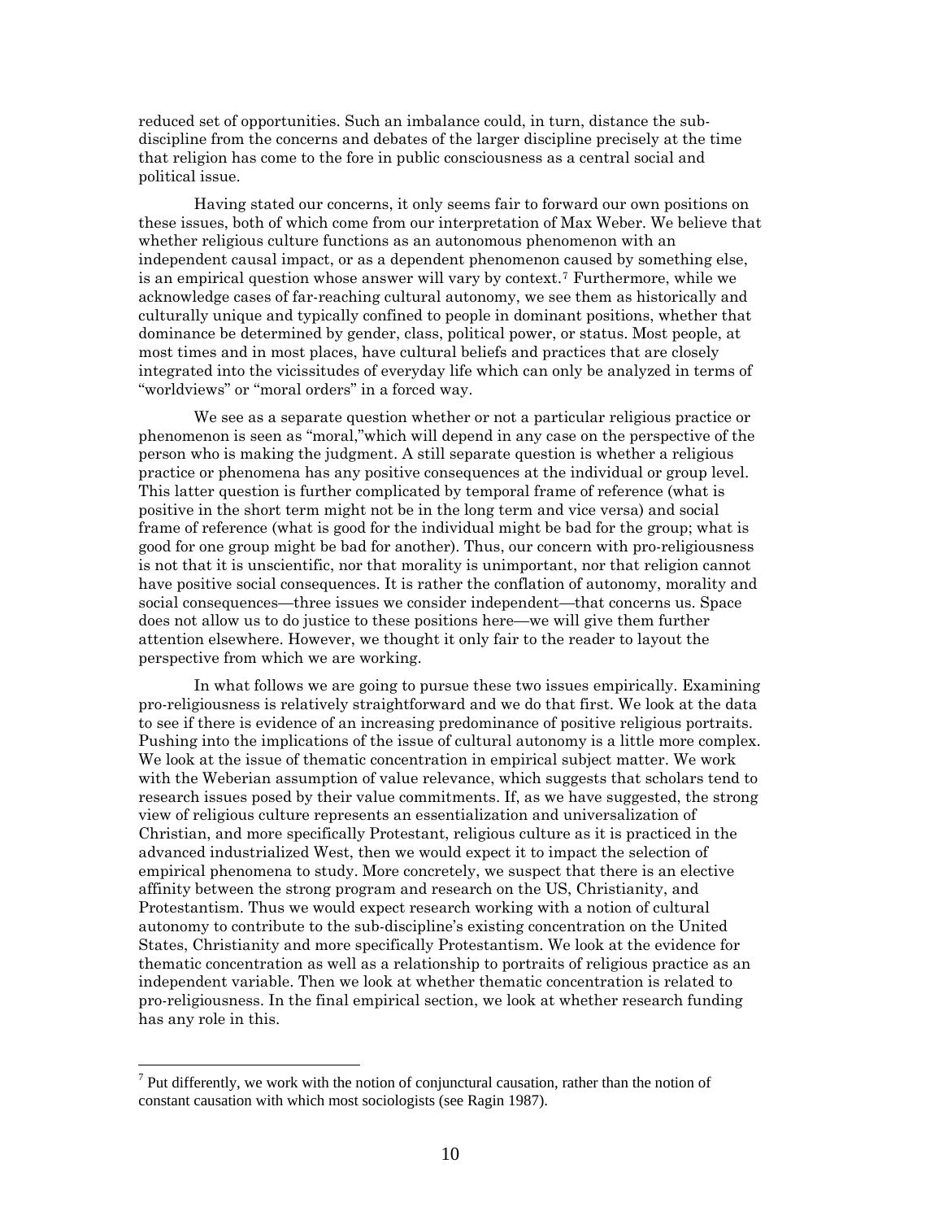reduced set of opportunities. Such an imbalance could, in turn, distance the sub-discipline from the concerns and debates of the larger discipline precisely at the time that religion has come to the fore in public consciousness as a central social and political issue.

Having stated our concerns, it only seems fair to forward our own positions on these issues, both of which come from our interpretation of Max Weber. We believe that whether religious culture functions as an autonomous phenomenon with an independent causal impact, or as a dependent phenomenon caused by something else, is an empirical question whose answer will vary by context.[7] Furthermore, while we acknowledge cases of far-reaching cultural autonomy, we see them as historically and culturally unique and typically confined to people in dominant positions, whether that dominance be determined by gender, class, political power, or status. Most people, at most times and in most places, have cultural beliefs and practices that are closely integrated into the vicissitudes of everyday life which can only be analyzed in terms of "worldviews" or "moral orders" in a forced way.

We see as a separate question whether or not a particular religious practice or phenomenon is seen as "moral,"which will depend in any case on the perspective of the person who is making the judgment. A still separate question is whether a religious practice or phenomena has any positive consequences at the individual or group level. This latter question is further complicated by temporal frame of reference (what is positive in the short term might not be in the long term and vice versa) and social frame of reference (what is good for the individual might be bad for the group; what is good for one group might be bad for another). Thus, our concern with pro-religiousness is not that it is unscientific, nor that morality is unimportant, nor that religion cannot have positive social consequences. It is rather the conflation of autonomy, morality and social consequences—three issues we consider independent—that concerns us. Space does not allow us to do justice to these positions here—we will give them further attention elsewhere. However, we thought it only fair to the reader to layout the perspective from which we are working.

In what follows we are going to pursue these two issues empirically. Examining pro-religiousness is relatively straightforward and we do that first. We look at the data to see if there is evidence of an increasing predominance of positive religious portraits. Pushing into the implications of the issue of cultural autonomy is a little more complex. We look at the issue of thematic concentration in empirical subject matter. We work with the Weberian assumption of value relevance, which suggests that scholars tend to research issues posed by their value commitments. If, as we have suggested, the strong view of religious culture represents an essentialization and universalization of Christian, and more specifically Protestant, religious culture as it is practiced in the advanced industrialized West, then we would expect it to impact the selection of empirical phenomena to study. More concretely, we suspect that there is an elective affinity between the strong program and research on the US, Christianity, and Protestantism. Thus we would expect research working with a notion of cultural autonomy to contribute to the sub-discipline's existing concentration on the United States, Christianity and more specifically Protestantism. We look at the evidence for thematic concentration as well as a relationship to portraits of religious practice as an independent variable. Then we look at whether thematic concentration is related to pro-religiousness. In the final empirical section, we look at whether research funding has any role in this.

[7] Put differently, we work with the notion of conjunctural causation, rather than the notion of constant causation with which most sociologists (see Ragin 1987).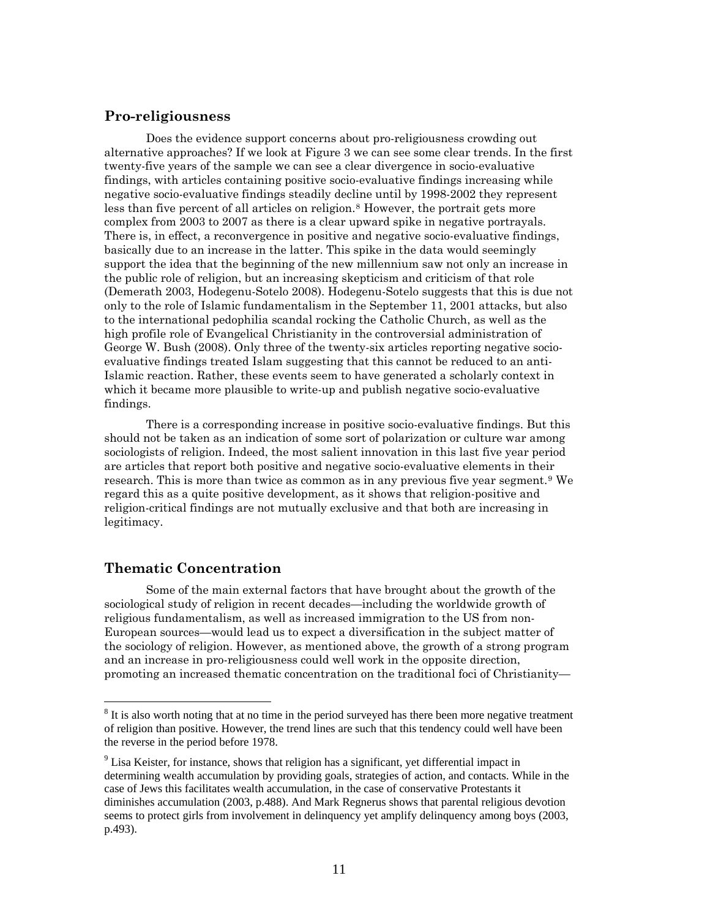## Pro-religiousness

Does the evidence support concerns about pro-religiousness crowding out alternative approaches? If we look at Figure 3 we can see some clear trends. In the first twenty-five years of the sample we can see a clear divergence in socio-evaluative findings, with articles containing positive socio-evaluative findings increasing while negative socio-evaluative findings steadily decline until by 1998-2002 they represent less than five percent of all articles on religion.[8] However, the portrait gets more complex from 2003 to 2007 as there is a clear upward spike in negative portrayals. There is, in effect, a reconvergence in positive and negative socio-evaluative findings, basically due to an increase in the latter. This spike in the data would seemingly support the idea that the beginning of the new millennium saw not only an increase in the public role of religion, but an increasing skepticism and criticism of that role (Demerath 2003, Hodegenu-Sotelo 2008). Hodegenu-Sotelo suggests that this is due not only to the role of Islamic fundamentalism in the September 11, 2001 attacks, but also to the international pedophilia scandal rocking the Catholic Church, as well as the high profile role of Evangelical Christianity in the controversial administration of George W. Bush (2008). Only three of the twenty-six articles reporting negative socio-evaluative findings treated Islam suggesting that this cannot be reduced to an anti-Islamic reaction. Rather, these events seem to have generated a scholarly context in which it became more plausible to write-up and publish negative socio-evaluative findings.

There is a corresponding increase in positive socio-evaluative findings. But this should not be taken as an indication of some sort of polarization or culture war among sociologists of religion. Indeed, the most salient innovation in this last five year period are articles that report both positive and negative socio-evaluative elements in their research. This is more than twice as common as in any previous five year segment.[9] We regard this as a quite positive development, as it shows that religion-positive and religion-critical findings are not mutually exclusive and that both are increasing in legitimacy.

## Thematic Concentration

Some of the main external factors that have brought about the growth of the sociological study of religion in recent decades—including the worldwide growth of religious fundamentalism, as well as increased immigration to the US from non-European sources—would lead us to expect a diversification in the subject matter of the sociology of religion. However, as mentioned above, the growth of a strong program and an increase in pro-religiousness could well work in the opposite direction, promoting an increased thematic concentration on the traditional foci of Christianity—

[8] It is also worth noting that at no time in the period surveyed has there been more negative treatment of religion than positive. However, the trend lines are such that this tendency could well have been the reverse in the period before 1978.

[9] Lisa Keister, for instance, shows that religion has a significant, yet differential impact in determining wealth accumulation by providing goals, strategies of action, and contacts. While in the case of Jews this facilitates wealth accumulation, in the case of conservative Protestants it diminishes accumulation (2003, p.488). And Mark Regnerus shows that parental religious devotion seems to protect girls from involvement in delinquency yet amplify delinquency among boys (2003, p.493).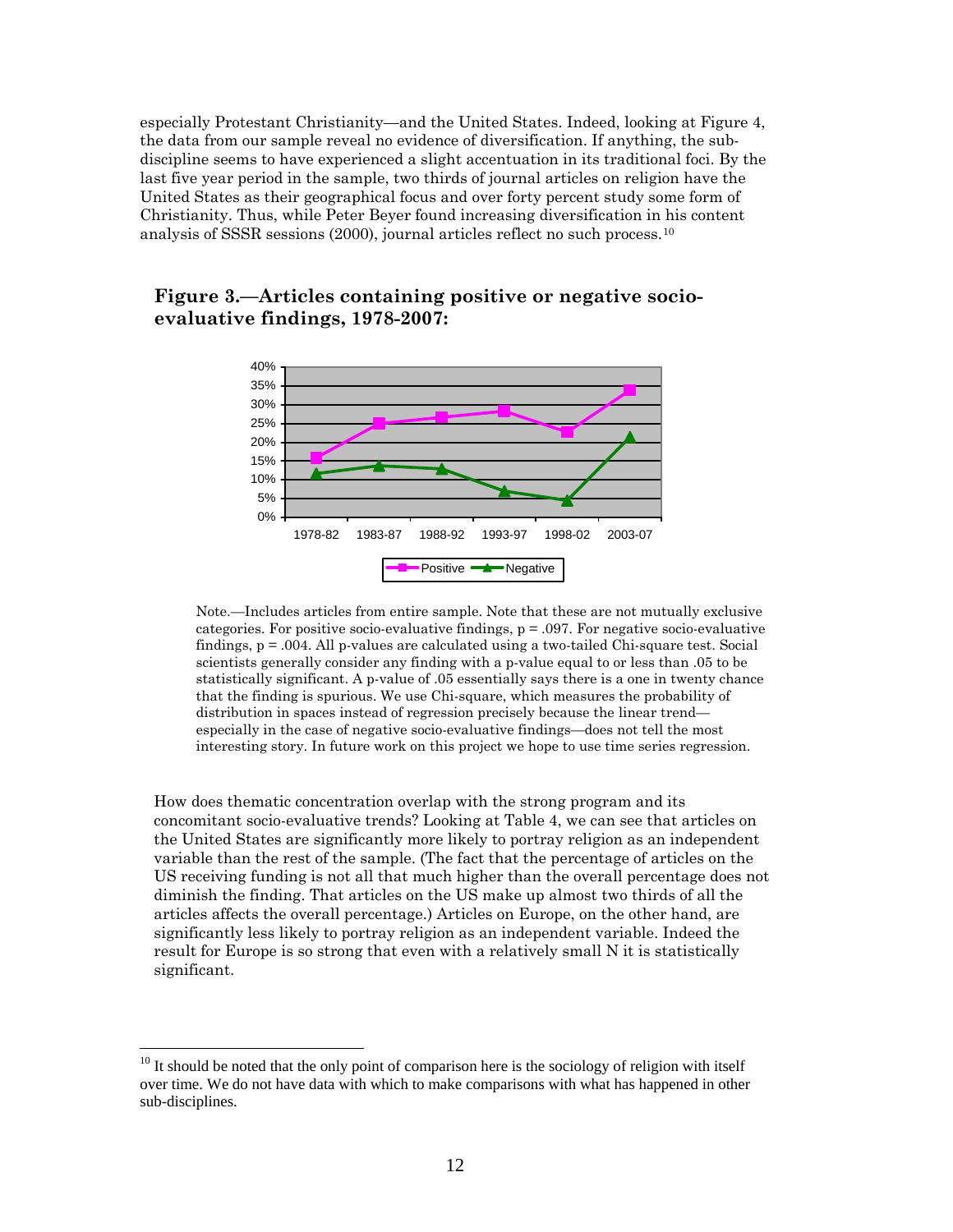especially Protestant Christianity—and the United States. Indeed, looking at Figure 4, the data from our sample reveal no evidence of diversification. If anything, the sub-discipline seems to have experienced a slight accentuation in its traditional foci. By the last five year period in the sample, two thirds of journal articles on religion have the United States as their geographical focus and over forty percent study some form of Christianity. Thus, while Peter Beyer found increasing diversification in his content analysis of SSSR sessions (2000), journal articles reflect no such process.[10]

### Figure 3.—Articles containing positive or negative socio-evaluative findings, 1978-2007:

Note.—Includes articles from entire sample. Note that these are not mutually exclusive categories. For positive socio-evaluative findings, $p = .097$. For negative socio-evaluative findings, $p = .004$. All p-values are calculated using a two-tailed Chi-square test. Social scientists generally consider any finding with a p-value equal to or less than .05 to be statistically significant. A p-value of .05 essentially says there is a one in twenty chance that the finding is spurious. We use Chi-square, which measures the probability of distribution in spaces instead of regression precisely because the linear trend—especially in the case of negative socio-evaluative findings—does not tell the most interesting story. In future work on this project we hope to use time series regression.

How does thematic concentration overlap with the strong program and its concomitant socio-evaluative trends? Looking at Table 4, we can see that articles on the United States are significantly more likely to portray religion as an independent variable than the rest of the sample. (The fact that the percentage of articles on the US receiving funding is not all that much higher than the overall percentage does not diminish the finding. That articles on the US make up almost two thirds of all the articles affects the overall percentage.) Articles on Europe, on the other hand, are significantly less likely to portray religion as an independent variable. Indeed the result for Europe is so strong that even with a relatively small N it is statistically significant.

[10] It should be noted that the only point of comparison here is the sociology of religion with itself over time. We do not have data with which to make comparisons with what has happened in other sub-disciplines.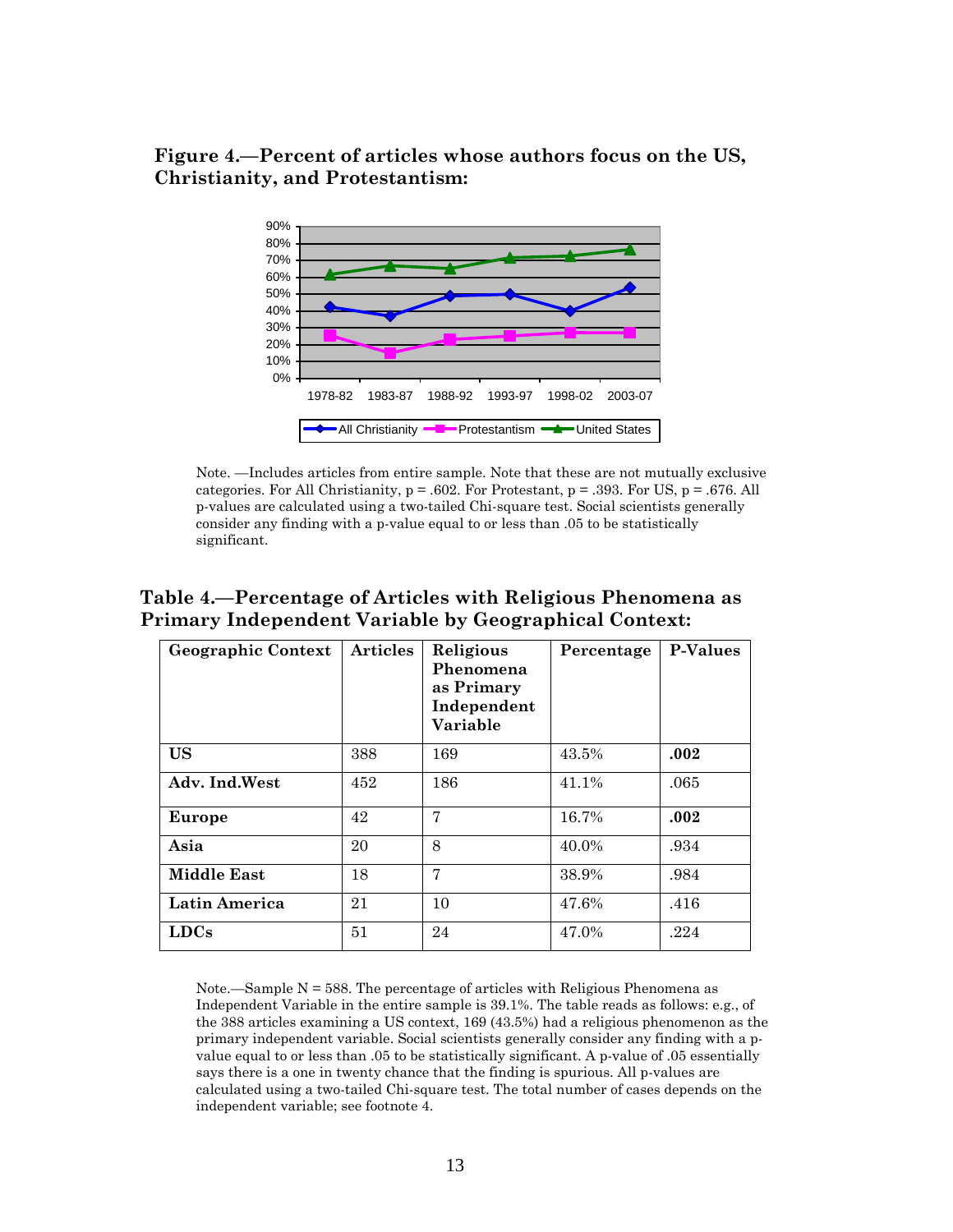**Figure 4.—Percent of articles whose authors focus on the US, Christianity, and Protestantism:**

Note. —Includes articles from entire sample. Note that these are not mutually exclusive categories. For All Christianity, $p = .602$. For Protestant, $p = .393$. For US, $p = .676$. All p-values are calculated using a two-tailed Chi-square test. Social scientists generally consider any finding with a p-value equal to or less than .05 to be statistically significant.

**Table 4.—Percentage of Articles with Religious Phenomena as Primary Independent Variable by Geographical Context:**

| Geographic Context | Articles | Religious Phenomena as Primary Independent Variable | Percentage | P-Values |
|---|---|---|---|---|
| **US** | 388 | 169 | 43.5% | **.002** |
| **Adv. Ind.West** | 452 | 186 | 41.1% | .065 |
| **Europe** | 42 | 7 | 16.7% | **.002** |
| **Asia** | 20 | 8 | 40.0% | .934 |
| **Middle East** | 18 | 7 | 38.9% | .984 |
| **Latin America** | 21 | 10 | 47.6% | .416 |
| **LDCs** | 51 | 24 | 47.0% | .224 |

Note.—Sample N = 588. The percentage of articles with Religious Phenomena as Independent Variable in the entire sample is 39.1%. The table reads as follows: e.g., of the 388 articles examining a US context, 169 (43.5%) had a religious phenomenon as the primary independent variable. Social scientists generally consider any finding with a p-value equal to or less than .05 to be statistically significant. A p-value of .05 essentially says there is a one in twenty chance that the finding is spurious. All p-values are calculated using a two-tailed Chi-square test. The total number of cases depends on the independent variable; see footnote 4.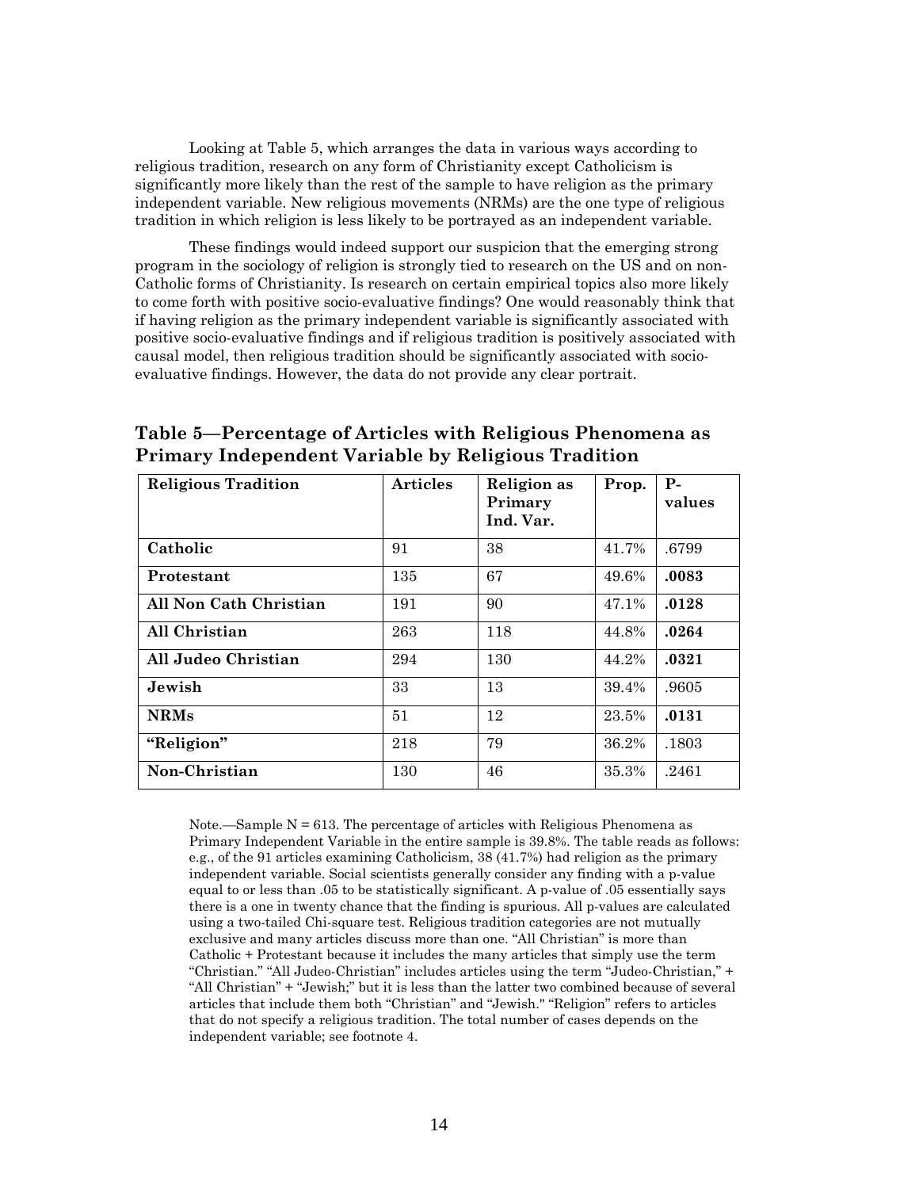Looking at Table 5, which arranges the data in various ways according to religious tradition, research on any form of Christianity except Catholicism is significantly more likely than the rest of the sample to have religion as the primary independent variable. New religious movements (NRMs) are the one type of religious tradition in which religion is less likely to be portrayed as an independent variable.

These findings would indeed support our suspicion that the emerging strong program in the sociology of religion is strongly tied to research on the US and on non-Catholic forms of Christianity. Is research on certain empirical topics also more likely to come forth with positive socio-evaluative findings? One would reasonably think that if having religion as the primary independent variable is significantly associated with positive socio-evaluative findings and if religious tradition is positively associated with causal model, then religious tradition should be significantly associated with socio-evaluative findings. However, the data do not provide any clear portrait.

## Table 5—Percentage of Articles with Religious Phenomena as Primary Independent Variable by Religious Tradition

| Religious Tradition | Articles | Religion as Primary Ind. Var. | Prop. | P-values |
|---|---|---|---|---|
| **Catholic** | 91 | 38 | 41.7% | .6799 |
| **Protestant** | 135 | 67 | 49.6% | **.0083** |
| **All Non Cath Christian** | 191 | 90 | 47.1% | **.0128** |
| **All Christian** | 263 | 118 | 44.8% | **.0264** |
| **All Judeo Christian** | 294 | 130 | 44.2% | **.0321** |
| **Jewish** | 33 | 13 | 39.4% | .9605 |
| **NRMs** | 51 | 12 | 23.5% | **.0131** |
| **"Religion"** | 218 | 79 | 36.2% | .1803 |
| **Non-Christian** | 130 | 46 | 35.3% | .2461 |

Note.—Sample N = 613. The percentage of articles with Religious Phenomena as Primary Independent Variable in the entire sample is 39.8%. The table reads as follows: e.g., of the 91 articles examining Catholicism, 38 (41.7%) had religion as the primary independent variable. Social scientists generally consider any finding with a p-value equal to or less than .05 to be statistically significant. A p-value of .05 essentially says there is a one in twenty chance that the finding is spurious. All p-values are calculated using a two-tailed Chi-square test. Religious tradition categories are not mutually exclusive and many articles discuss more than one. "All Christian" is more than Catholic + Protestant because it includes the many articles that simply use the term "Christian." "All Judeo-Christian" includes articles using the term "Judeo-Christian," + "All Christian" + "Jewish;" but it is less than the latter two combined because of several articles that include them both "Christian" and "Jewish." "Religion" refers to articles that do not specify a religious tradition. The total number of cases depends on the independent variable; see footnote 4.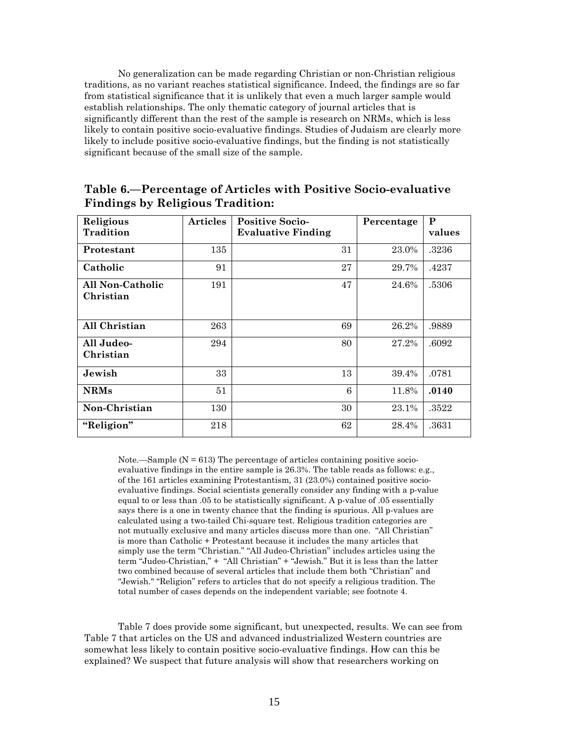No generalization can be made regarding Christian or non-Christian religious traditions, as no variant reaches statistical significance. Indeed, the findings are so far from statistical significance that it is unlikely that even a much larger sample would establish relationships. The only thematic category of journal articles that is significantly different than the rest of the sample is research on NRMs, which is less likely to contain positive socio-evaluative findings. Studies of Judaism are clearly more likely to include positive socio-evaluative findings, but the finding is not statistically significant because of the small size of the sample.

## Table 6.—Percentage of Articles with Positive Socio-evaluative Findings by Religious Tradition:

| Religious Tradition | Articles | Positive Socio-Evaluative Finding | Percentage | P values |
|---|---|---|---|---|
| **Protestant** | 135 | 31 | 23.0% | .3236 |
| **Catholic** | 91 | 27 | 29.7% | .4237 |
| **All Non-Catholic Christian** | 191 | 47 | 24.6% | .5306 |
| **All Christian** | 263 | 69 | 26.2% | .9889 |
| **All Judeo-Christian** | 294 | 80 | 27.2% | .6092 |
| **Jewish** | 33 | 13 | 39.4% | .0781 |
| **NRMs** | 51 | 6 | 11.8% | **.0140** |
| **Non-Christian** | 130 | 30 | 23.1% | .3522 |
| **"Religion"** | 218 | 62 | 28.4% | .3631 |

Note.—Sample (N = 613) The percentage of articles containing positive socio-evaluative findings in the entire sample is 26.3%. The table reads as follows: e.g., of the 161 articles examining Protestantism, 31 (23.0%) contained positive socio-evaluative findings. Social scientists generally consider any finding with a p-value equal to or less than .05 to be statistically significant. A p-value of .05 essentially says there is a one in twenty chance that the finding is spurious. All p-values are calculated using a two-tailed Chi-square test. Religious tradition categories are not mutually exclusive and many articles discuss more than one. "All Christian" is more than Catholic + Protestant because it includes the many articles that simply use the term "Christian." "All Judeo-Christian" includes articles using the term "Judeo-Christian," + "All Christian" + "Jewish." But it is less than the latter two combined because of several articles that include them both "Christian" and "Jewish." "Religion" refers to articles that do not specify a religious tradition. The total number of cases depends on the independent variable; see footnote 4.

Table 7 does provide some significant, but unexpected, results. We can see from Table 7 that articles on the US and advanced industrialized Western countries are somewhat less likely to contain positive socio-evaluative findings. How can this be explained? We suspect that future analysis will show that researchers working on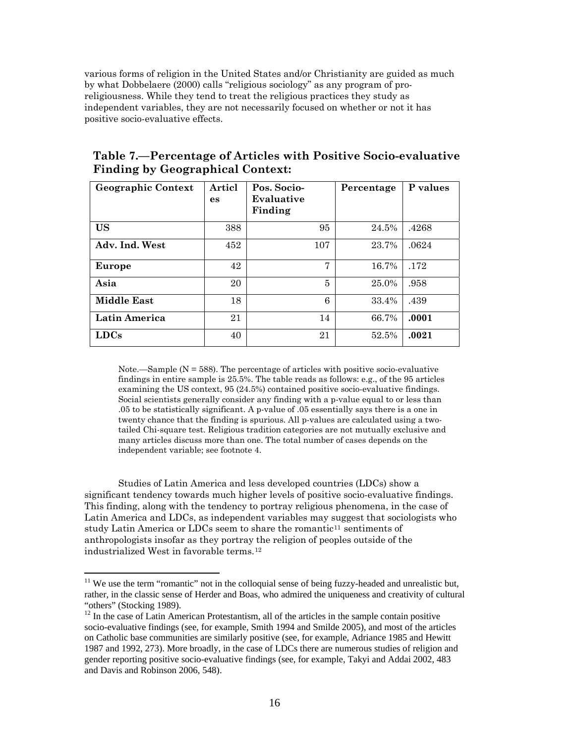various forms of religion in the United States and/or Christianity are guided as much by what Dobbelaere (2000) calls "religious sociology" as any program of pro-religiousness. While they tend to treat the religious practices they study as independent variables, they are not necessarily focused on whether or not it has positive socio-evaluative effects.

**Table 7.—Percentage of Articles with Positive Socio-evaluative Finding by Geographical Context:**

| Geographic Context | Articles | Pos. Socio-Evaluative Finding | Percentage | P values |
|---|---|---|---|---|
| **US** | 388 | 95 | 24.5% | .4268 |
| **Adv. Ind. West** | 452 | 107 | 23.7% | .0624 |
| **Europe** | 42 | 7 | 16.7% | .172 |
| **Asia** | 20 | 5 | 25.0% | .958 |
| **Middle East** | 18 | 6 | 33.4% | .439 |
| **Latin America** | 21 | 14 | 66.7% | **.0001** |
| **LDCs** | 40 | 21 | 52.5% | **.0021** |

Note.—Sample (N = 588). The percentage of articles with positive socio-evaluative findings in entire sample is 25.5%. The table reads as follows: e.g., of the 95 articles examining the US context, 95 (24.5%) contained positive socio-evaluative findings. Social scientists generally consider any finding with a p-value equal to or less than .05 to be statistically significant. A p-value of .05 essentially says there is a one in twenty chance that the finding is spurious. All p-values are calculated using a two-tailed Chi-square test. Religious tradition categories are not mutually exclusive and many articles discuss more than one. The total number of cases depends on the independent variable; see footnote 4.

Studies of Latin America and less developed countries (LDCs) show a significant tendency towards much higher levels of positive socio-evaluative findings. This finding, along with the tendency to portray religious phenomena, in the case of Latin America and LDCs, as independent variables may suggest that sociologists who study Latin America or LDCs seem to share the romantic[11] sentiments of anthropologists insofar as they portray the religion of peoples outside of the industrialized West in favorable terms.[12]

[11] We use the term "romantic" not in the colloquial sense of being fuzzy-headed and unrealistic but, rather, in the classic sense of Herder and Boas, who admired the uniqueness and creativity of cultural "others" (Stocking 1989).

[12] In the case of Latin American Protestantism, all of the articles in the sample contain positive socio-evaluative findings (see, for example, Smith 1994 and Smilde 2005), and most of the articles on Catholic base communities are similarly positive (see, for example, Adriance 1985 and Hewitt 1987 and 1992, 273). More broadly, in the case of LDCs there are numerous studies of religion and gender reporting positive socio-evaluative findings (see, for example, Takyi and Addai 2002, 483 and Davis and Robinson 2006, 548).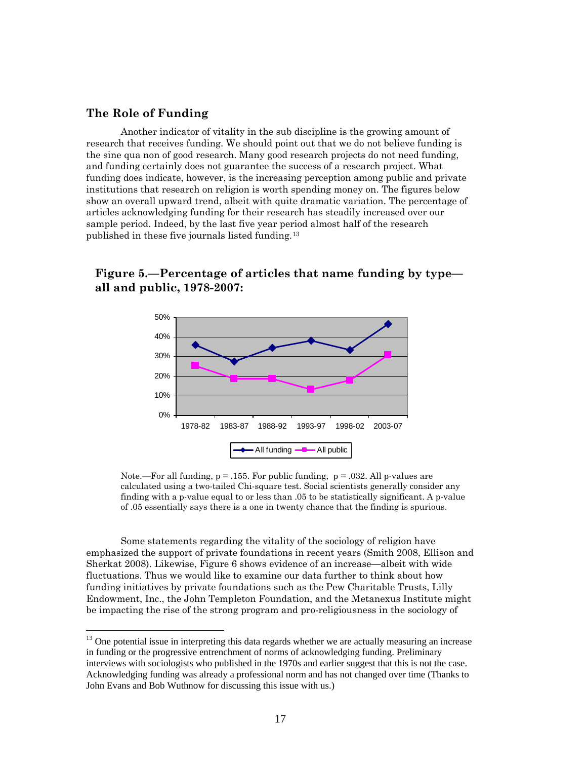## The Role of Funding

Another indicator of vitality in the sub discipline is the growing amount of research that receives funding. We should point out that we do not believe funding is the sine qua non of good research. Many good research projects do not need funding, and funding certainly does not guarantee the success of a research project. What funding does indicate, however, is the increasing perception among public and private institutions that research on religion is worth spending money on. The figures below show an overall upward trend, albeit with quite dramatic variation. The percentage of articles acknowledging funding for their research has steadily increased over our sample period. Indeed, by the last five year period almost half of the research published in these five journals listed funding.[13]

### Figure 5.—Percentage of articles that name funding by type—all and public, 1978-2007:

Note.—For all funding, $p = .155$. For public funding, $p = .032$. All p-values are calculated using a two-tailed Chi-square test. Social scientists generally consider any finding with a p-value equal to or less than .05 to be statistically significant. A p-value of .05 essentially says there is a one in twenty chance that the finding is spurious.

Some statements regarding the vitality of the sociology of religion have emphasized the support of private foundations in recent years (Smith 2008, Ellison and Sherkat 2008). Likewise, Figure 6 shows evidence of an increase—albeit with wide fluctuations. Thus we would like to examine our data further to think about how funding initiatives by private foundations such as the Pew Charitable Trusts, Lilly Endowment, Inc., the John Templeton Foundation, and the Metanexus Institute might be impacting the rise of the strong program and pro-religiousness in the sociology of

[13] One potential issue in interpreting this data regards whether we are actually measuring an increase in funding or the progressive entrenchment of norms of acknowledging funding. Preliminary interviews with sociologists who published in the 1970s and earlier suggest that this is not the case. Acknowledging funding was already a professional norm and has not changed over time (Thanks to John Evans and Bob Wuthnow for discussing this issue with us.)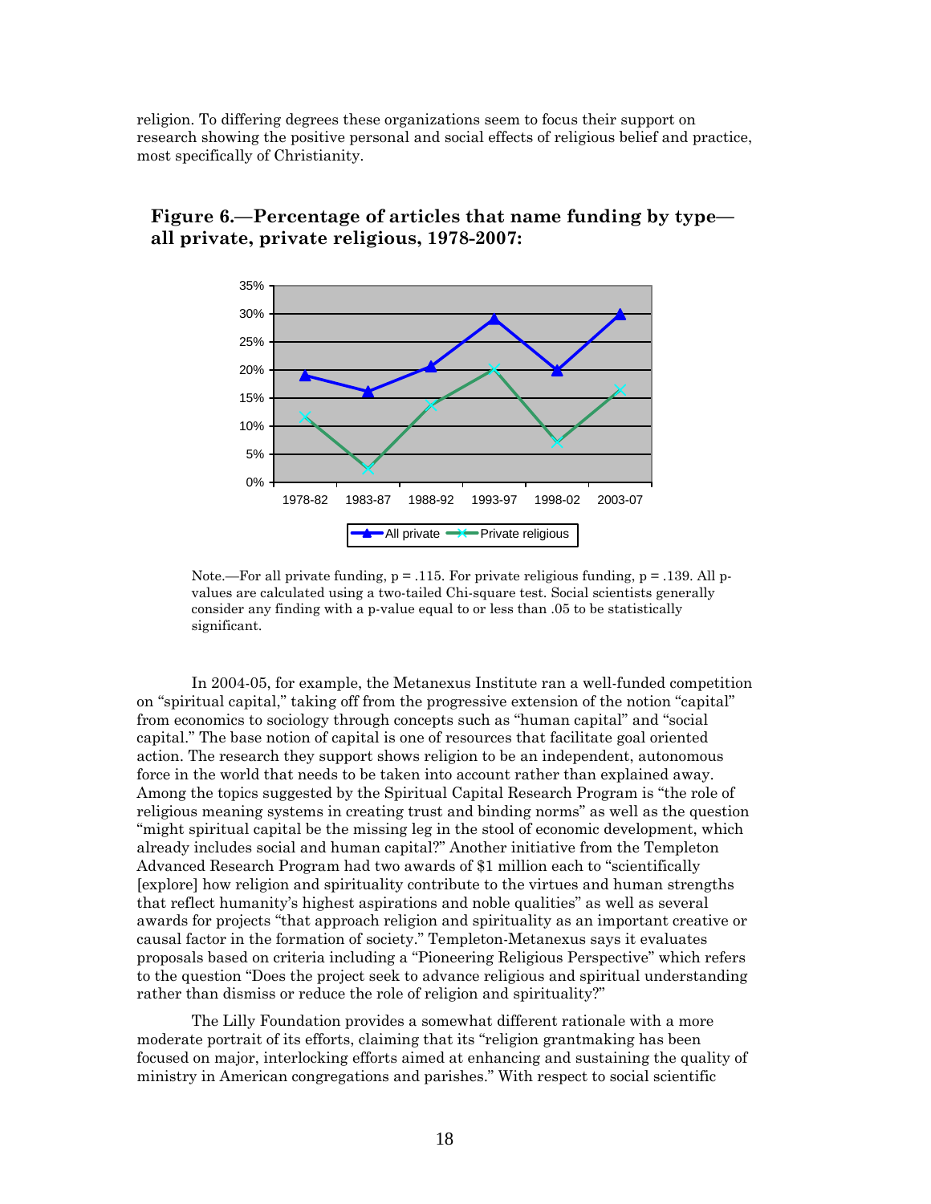religion. To differing degrees these organizations seem to focus their support on research showing the positive personal and social effects of religious belief and practice, most specifically of Christianity.

**Figure 6.—Percentage of articles that name funding by type—all private, private religious, 1978-2007:**

Note.—For all private funding, p = .115. For private religious funding, p = .139. All p-values are calculated using a two-tailed Chi-square test. Social scientists generally consider any finding with a p-value equal to or less than .05 to be statistically significant.

In 2004-05, for example, the Metanexus Institute ran a well-funded competition on "spiritual capital," taking off from the progressive extension of the notion "capital" from economics to sociology through concepts such as "human capital" and "social capital." The base notion of capital is one of resources that facilitate goal oriented action. The research they support shows religion to be an independent, autonomous force in the world that needs to be taken into account rather than explained away. Among the topics suggested by the Spiritual Capital Research Program is "the role of religious meaning systems in creating trust and binding norms" as well as the question "might spiritual capital be the missing leg in the stool of economic development, which already includes social and human capital?" Another initiative from the Templeton Advanced Research Program had two awards of $1 million each to "scientifically [explore] how religion and spirituality contribute to the virtues and human strengths that reflect humanity's highest aspirations and noble qualities" as well as several awards for projects "that approach religion and spirituality as an important creative or causal factor in the formation of society." Templeton-Metanexus says it evaluates proposals based on criteria including a "Pioneering Religious Perspective" which refers to the question "Does the project seek to advance religious and spiritual understanding rather than dismiss or reduce the role of religion and spirituality?"

The Lilly Foundation provides a somewhat different rationale with a more moderate portrait of its efforts, claiming that its "religion grantmaking has been focused on major, interlocking efforts aimed at enhancing and sustaining the quality of ministry in American congregations and parishes." With respect to social scientific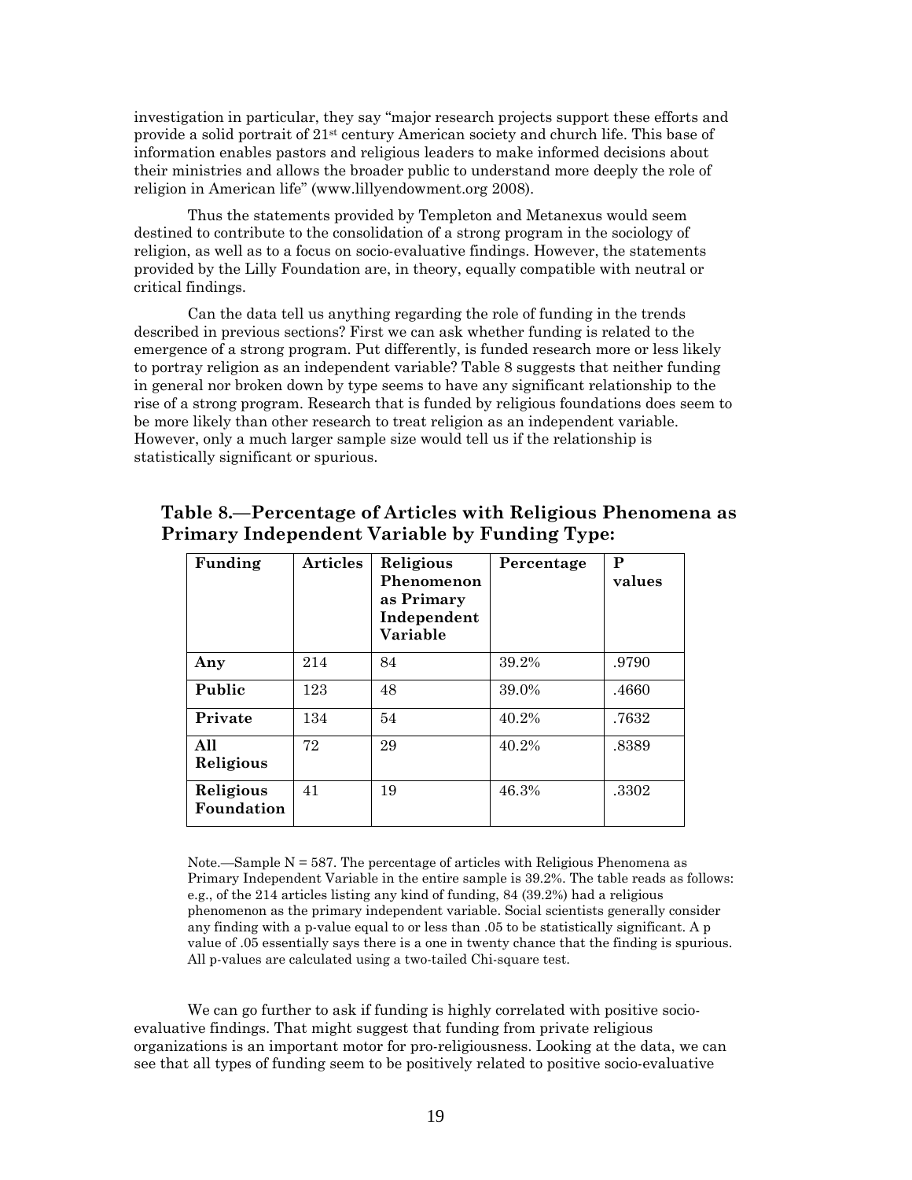investigation in particular, they say "major research projects support these efforts and provide a solid portrait of 21st century American society and church life. This base of information enables pastors and religious leaders to make informed decisions about their ministries and allows the broader public to understand more deeply the role of religion in American life" (www.lillyendowment.org 2008).

Thus the statements provided by Templeton and Metanexus would seem destined to contribute to the consolidation of a strong program in the sociology of religion, as well as to a focus on socio-evaluative findings. However, the statements provided by the Lilly Foundation are, in theory, equally compatible with neutral or critical findings.

Can the data tell us anything regarding the role of funding in the trends described in previous sections? First we can ask whether funding is related to the emergence of a strong program. Put differently, is funded research more or less likely to portray religion as an independent variable? Table 8 suggests that neither funding in general nor broken down by type seems to have any significant relationship to the rise of a strong program. Research that is funded by religious foundations does seem to be more likely than other research to treat religion as an independent variable. However, only a much larger sample size would tell us if the relationship is statistically significant or spurious.

**Table 8.—Percentage of Articles with Religious Phenomena as Primary Independent Variable by Funding Type:**

| Funding | Articles | Religious Phenomenon as Primary Independent Variable | Percentage | P values |
|---|---|---|---|---|
| **Any** | 214 | 84 | 39.2% | .9790 |
| **Public** | 123 | 48 | 39.0% | .4660 |
| **Private** | 134 | 54 | 40.2% | .7632 |
| **All Religious** | 72 | 29 | 40.2% | .8389 |
| **Religious Foundation** | 41 | 19 | 46.3% | .3302 |

Note.—Sample N = 587. The percentage of articles with Religious Phenomena as Primary Independent Variable in the entire sample is 39.2%. The table reads as follows: e.g., of the 214 articles listing any kind of funding, 84 (39.2%) had a religious phenomenon as the primary independent variable. Social scientists generally consider any finding with a p-value equal to or less than .05 to be statistically significant. A p value of .05 essentially says there is a one in twenty chance that the finding is spurious. All p-values are calculated using a two-tailed Chi-square test.

We can go further to ask if funding is highly correlated with positive socio-evaluative findings. That might suggest that funding from private religious organizations is an important motor for pro-religiousness. Looking at the data, we can see that all types of funding seem to be positively related to positive socio-evaluative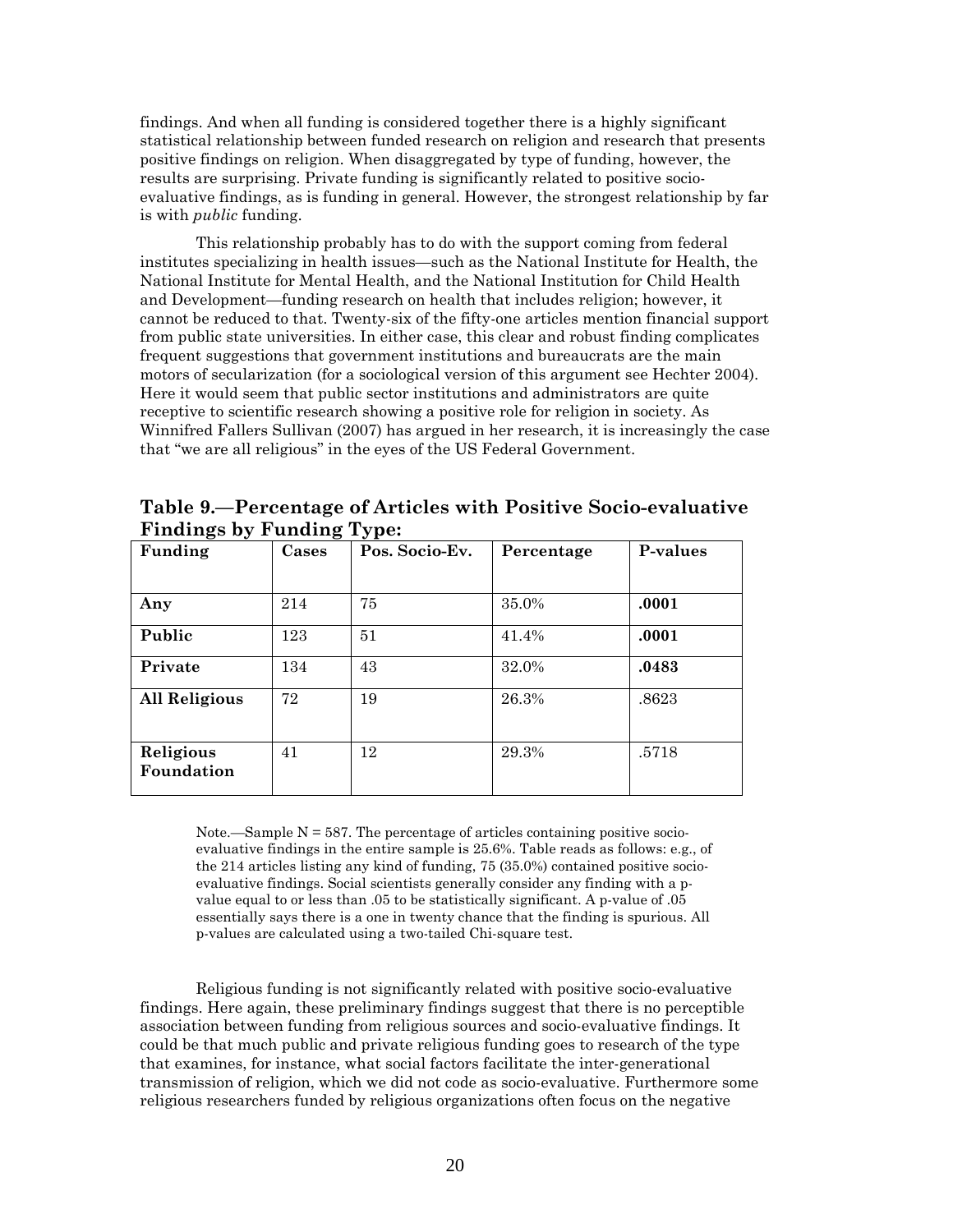findings. And when all funding is considered together there is a highly significant statistical relationship between funded research on religion and research that presents positive findings on religion. When disaggregated by type of funding, however, the results are surprising. Private funding is significantly related to positive socio-evaluative findings, as is funding in general. However, the strongest relationship by far is with *public* funding.

This relationship probably has to do with the support coming from federal institutes specializing in health issues—such as the National Institute for Health, the National Institute for Mental Health, and the National Institution for Child Health and Development—funding research on health that includes religion; however, it cannot be reduced to that. Twenty-six of the fifty-one articles mention financial support from public state universities. In either case, this clear and robust finding complicates frequent suggestions that government institutions and bureaucrats are the main motors of secularization (for a sociological version of this argument see Hechter 2004). Here it would seem that public sector institutions and administrators are quite receptive to scientific research showing a positive role for religion in society. As Winnifred Fallers Sullivan (2007) has argued in her research, it is increasingly the case that "we are all religious" in the eyes of the US Federal Government.

**Table 9.—Percentage of Articles with Positive Socio-evaluative Findings by Funding Type:**

| Funding | Cases | Pos. Socio-Ev. | Percentage | P-values |
|---|---|---|---|---|
| **Any** | 214 | 75 | 35.0% | **.0001** |
| **Public** | 123 | 51 | 41.4% | **.0001** |
| **Private** | 134 | 43 | 32.0% | **.0483** |
| **All Religious** | 72 | 19 | 26.3% | .8623 |
| **Religious Foundation** | 41 | 12 | 29.3% | .5718 |

Note.—Sample N = 587. The percentage of articles containing positive socio-evaluative findings in the entire sample is 25.6%. Table reads as follows: e.g., of the 214 articles listing any kind of funding, 75 (35.0%) contained positive socio-evaluative findings. Social scientists generally consider any finding with a p-value equal to or less than .05 to be statistically significant. A p-value of .05 essentially says there is a one in twenty chance that the finding is spurious. All p-values are calculated using a two-tailed Chi-square test.

Religious funding is not significantly related with positive socio-evaluative findings. Here again, these preliminary findings suggest that there is no perceptible association between funding from religious sources and socio-evaluative findings. It could be that much public and private religious funding goes to research of the type that examines, for instance, what social factors facilitate the inter-generational transmission of religion, which we did not code as socio-evaluative. Furthermore some religious researchers funded by religious organizations often focus on the negative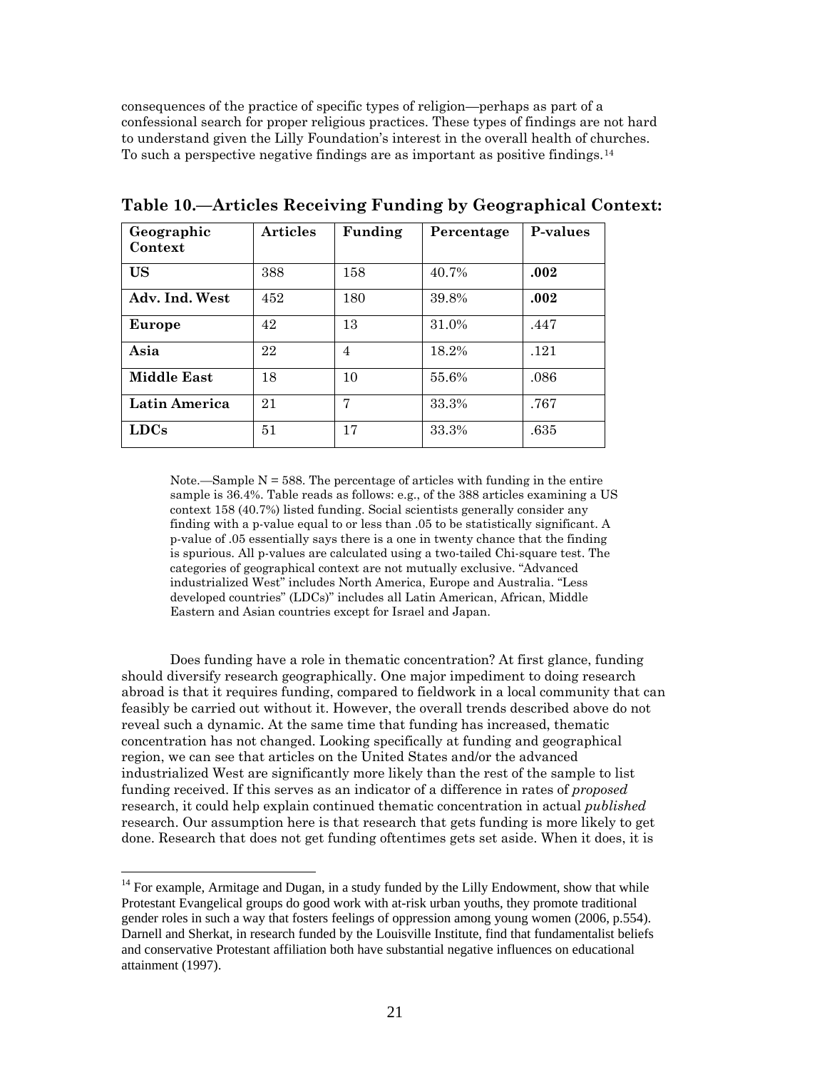consequences of the practice of specific types of religion—perhaps as part of a confessional search for proper religious practices. These types of findings are not hard to understand given the Lilly Foundation's interest in the overall health of churches. To such a perspective negative findings are as important as positive findings.[14]

**Table 10.—Articles Receiving Funding by Geographical Context:**

| Geographic Context | Articles | Funding | Percentage | P-values |
|---|---|---|---|---|
| **US** | 388 | 158 | 40.7% | **.002** |
| **Adv. Ind. West** | 452 | 180 | 39.8% | **.002** |
| **Europe** | 42 | 13 | 31.0% | .447 |
| **Asia** | 22 | 4 | 18.2% | .121 |
| **Middle East** | 18 | 10 | 55.6% | .086 |
| **Latin America** | 21 | 7 | 33.3% | .767 |
| **LDCs** | 51 | 17 | 33.3% | .635 |

Note.—Sample N = 588. The percentage of articles with funding in the entire sample is 36.4%. Table reads as follows: e.g., of the 388 articles examining a US context 158 (40.7%) listed funding. Social scientists generally consider any finding with a p-value equal to or less than .05 to be statistically significant. A p-value of .05 essentially says there is a one in twenty chance that the finding is spurious. All p-values are calculated using a two-tailed Chi-square test. The categories of geographical context are not mutually exclusive. "Advanced industrialized West" includes North America, Europe and Australia. "Less developed countries" (LDCs)" includes all Latin American, African, Middle Eastern and Asian countries except for Israel and Japan.

Does funding have a role in thematic concentration? At first glance, funding should diversify research geographically. One major impediment to doing research abroad is that it requires funding, compared to fieldwork in a local community that can feasibly be carried out without it. However, the overall trends described above do not reveal such a dynamic. At the same time that funding has increased, thematic concentration has not changed. Looking specifically at funding and geographical region, we can see that articles on the United States and/or the advanced industrialized West are significantly more likely than the rest of the sample to list funding received. If this serves as an indicator of a difference in rates of *proposed* research, it could help explain continued thematic concentration in actual *published* research. Our assumption here is that research that gets funding is more likely to get done. Research that does not get funding oftentimes gets set aside. When it does, it is

[14] For example, Armitage and Dugan, in a study funded by the Lilly Endowment, show that while Protestant Evangelical groups do good work with at-risk urban youths, they promote traditional gender roles in such a way that fosters feelings of oppression among young women (2006, p.554). Darnell and Sherkat, in research funded by the Louisville Institute, find that fundamentalist beliefs and conservative Protestant affiliation both have substantial negative influences on educational attainment (1997).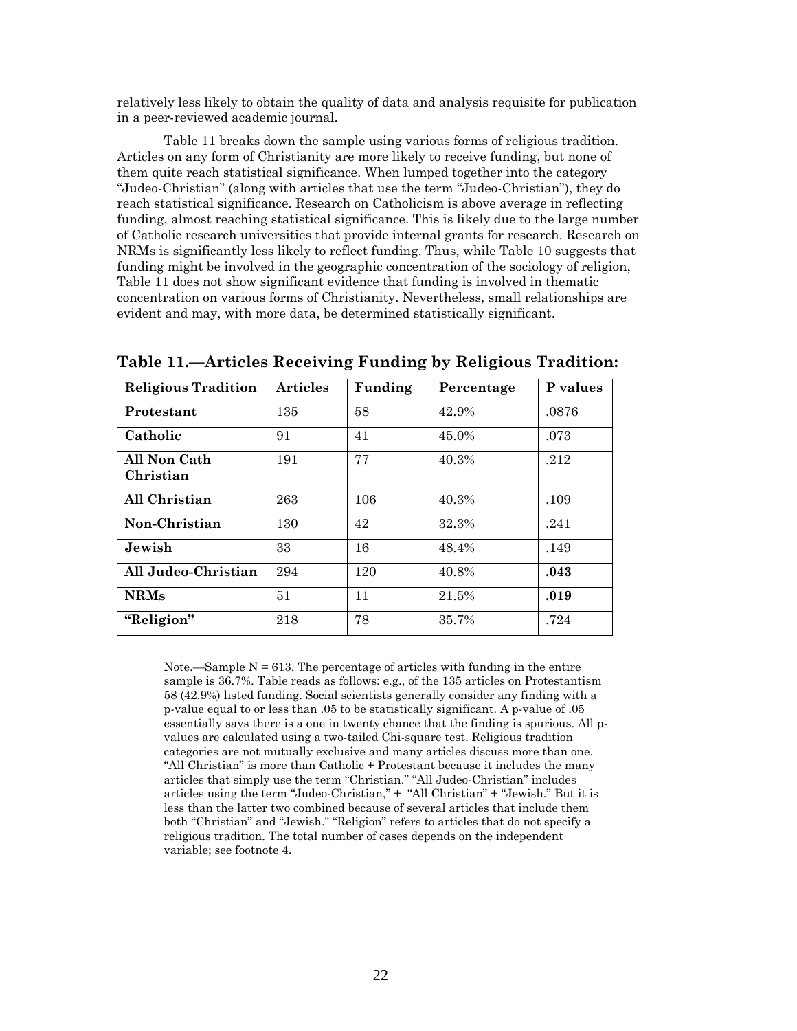relatively less likely to obtain the quality of data and analysis requisite for publication in a peer-reviewed academic journal.

Table 11 breaks down the sample using various forms of religious tradition. Articles on any form of Christianity are more likely to receive funding, but none of them quite reach statistical significance. When lumped together into the category "Judeo-Christian" (along with articles that use the term "Judeo-Christian"), they do reach statistical significance. Research on Catholicism is above average in reflecting funding, almost reaching statistical significance. This is likely due to the large number of Catholic research universities that provide internal grants for research. Research on NRMs is significantly less likely to reflect funding. Thus, while Table 10 suggests that funding might be involved in the geographic concentration of the sociology of religion, Table 11 does not show significant evidence that funding is involved in thematic concentration on various forms of Christianity. Nevertheless, small relationships are evident and may, with more data, be determined statistically significant.

**Table 11.—Articles Receiving Funding by Religious Tradition:**

| Religious Tradition | Articles | Funding | Percentage | P values |
|---|---|---|---|---|
| **Protestant** | 135 | 58 | 42.9% | .0876 |
| **Catholic** | 91 | 41 | 45.0% | .073 |
| **All Non Cath Christian** | 191 | 77 | 40.3% | .212 |
| **All Christian** | 263 | 106 | 40.3% | .109 |
| **Non-Christian** | 130 | 42 | 32.3% | .241 |
| **Jewish** | 33 | 16 | 48.4% | .149 |
| **All Judeo-Christian** | 294 | 120 | 40.8% | **.043** |
| **NRMs** | 51 | 11 | 21.5% | **.019** |
| **"Religion"** | 218 | 78 | 35.7% | .724 |

Note.—Sample N = 613. The percentage of articles with funding in the entire sample is 36.7%. Table reads as follows: e.g., of the 135 articles on Protestantism 58 (42.9%) listed funding. Social scientists generally consider any finding with a p-value equal to or less than .05 to be statistically significant. A p-value of .05 essentially says there is a one in twenty chance that the finding is spurious. All p-values are calculated using a two-tailed Chi-square test. Religious tradition categories are not mutually exclusive and many articles discuss more than one. "All Christian" is more than Catholic + Protestant because it includes the many articles that simply use the term "Christian." "All Judeo-Christian" includes articles using the term "Judeo-Christian," + "All Christian" + "Jewish." But it is less than the latter two combined because of several articles that include them both "Christian" and "Jewish." "Religion" refers to articles that do not specify a religious tradition. The total number of cases depends on the independent variable; see footnote 4.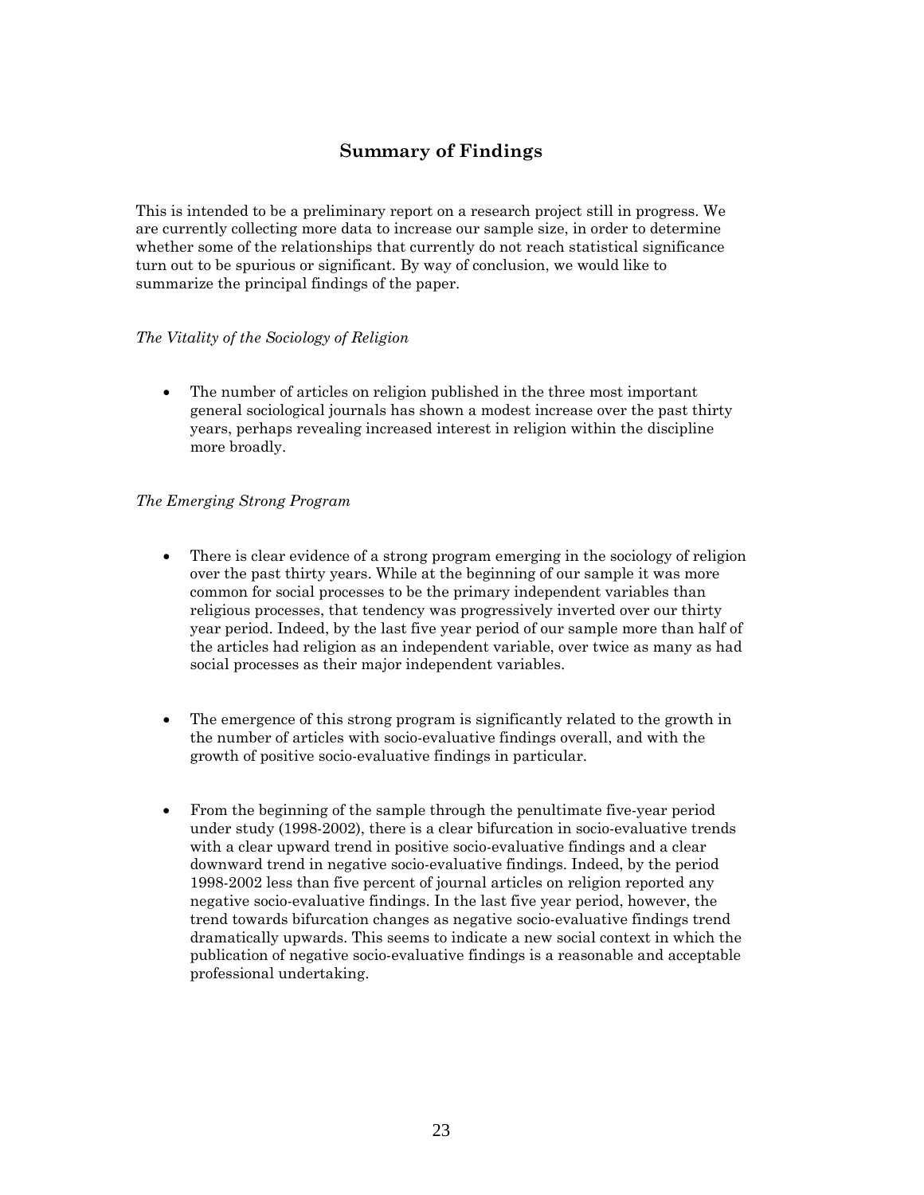## Summary of Findings

This is intended to be a preliminary report on a research project still in progress. We are currently collecting more data to increase our sample size, in order to determine whether some of the relationships that currently do not reach statistical significance turn out to be spurious or significant. By way of conclusion, we would like to summarize the principal findings of the paper.

*The Vitality of the Sociology of Religion*

- The number of articles on religion published in the three most important general sociological journals has shown a modest increase over the past thirty years, perhaps revealing increased interest in religion within the discipline more broadly.

*The Emerging Strong Program*

- There is clear evidence of a strong program emerging in the sociology of religion over the past thirty years. While at the beginning of our sample it was more common for social processes to be the primary independent variables than religious processes, that tendency was progressively inverted over our thirty year period. Indeed, by the last five year period of our sample more than half of the articles had religion as an independent variable, over twice as many as had social processes as their major independent variables.

- The emergence of this strong program is significantly related to the growth in the number of articles with socio-evaluative findings overall, and with the growth of positive socio-evaluative findings in particular.

- From the beginning of the sample through the penultimate five-year period under study (1998-2002), there is a clear bifurcation in socio-evaluative trends with a clear upward trend in positive socio-evaluative findings and a clear downward trend in negative socio-evaluative findings. Indeed, by the period 1998-2002 less than five percent of journal articles on religion reported any negative socio-evaluative findings. In the last five year period, however, the trend towards bifurcation changes as negative socio-evaluative findings trend dramatically upwards. This seems to indicate a new social context in which the publication of negative socio-evaluative findings is a reasonable and acceptable professional undertaking.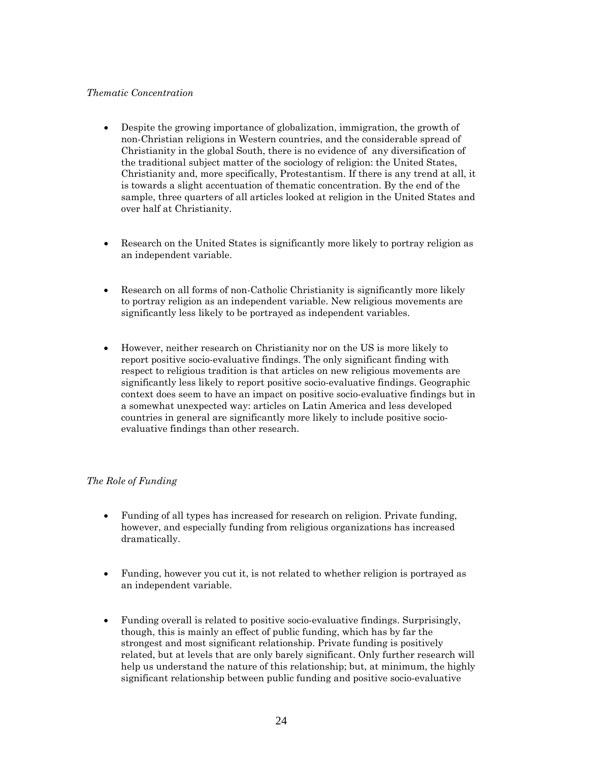*Thematic Concentration*

- Despite the growing importance of globalization, immigration, the growth of non-Christian religions in Western countries, and the considerable spread of Christianity in the global South, there is no evidence of any diversification of the traditional subject matter of the sociology of religion: the United States, Christianity and, more specifically, Protestantism. If there is any trend at all, it is towards a slight accentuation of thematic concentration. By the end of the sample, three quarters of all articles looked at religion in the United States and over half at Christianity.

- Research on the United States is significantly more likely to portray religion as an independent variable.

- Research on all forms of non-Catholic Christianity is significantly more likely to portray religion as an independent variable. New religious movements are significantly less likely to be portrayed as independent variables.

- However, neither research on Christianity nor on the US is more likely to report positive socio-evaluative findings. The only significant finding with respect to religious tradition is that articles on new religious movements are significantly less likely to report positive socio-evaluative findings. Geographic context does seem to have an impact on positive socio-evaluative findings but in a somewhat unexpected way: articles on Latin America and less developed countries in general are significantly more likely to include positive socio-evaluative findings than other research.

*The Role of Funding*

- Funding of all types has increased for research on religion. Private funding, however, and especially funding from religious organizations has increased dramatically.

- Funding, however you cut it, is not related to whether religion is portrayed as an independent variable.

- Funding overall is related to positive socio-evaluative findings. Surprisingly, though, this is mainly an effect of public funding, which has by far the strongest and most significant relationship. Private funding is positively related, but at levels that are only barely significant. Only further research will help us understand the nature of this relationship; but, at minimum, the highly significant relationship between public funding and positive socio-evaluative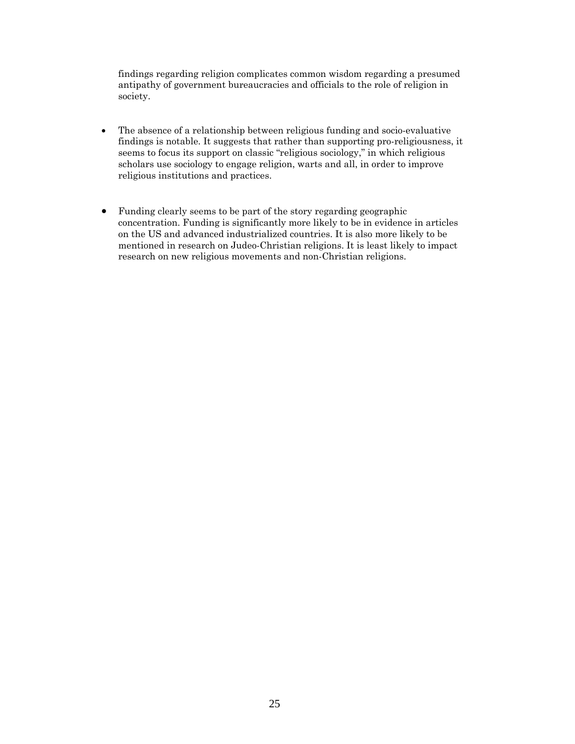findings regarding religion complicates common wisdom regarding a presumed antipathy of government bureaucracies and officials to the role of religion in society.

- The absence of a relationship between religious funding and socio-evaluative findings is notable. It suggests that rather than supporting pro-religiousness, it seems to focus its support on classic "religious sociology," in which religious scholars use sociology to engage religion, warts and all, in order to improve religious institutions and practices.

- Funding clearly seems to be part of the story regarding geographic concentration. Funding is significantly more likely to be in evidence in articles on the US and advanced industrialized countries. It is also more likely to be mentioned in research on Judeo-Christian religions. It is least likely to impact research on new religious movements and non-Christian religions.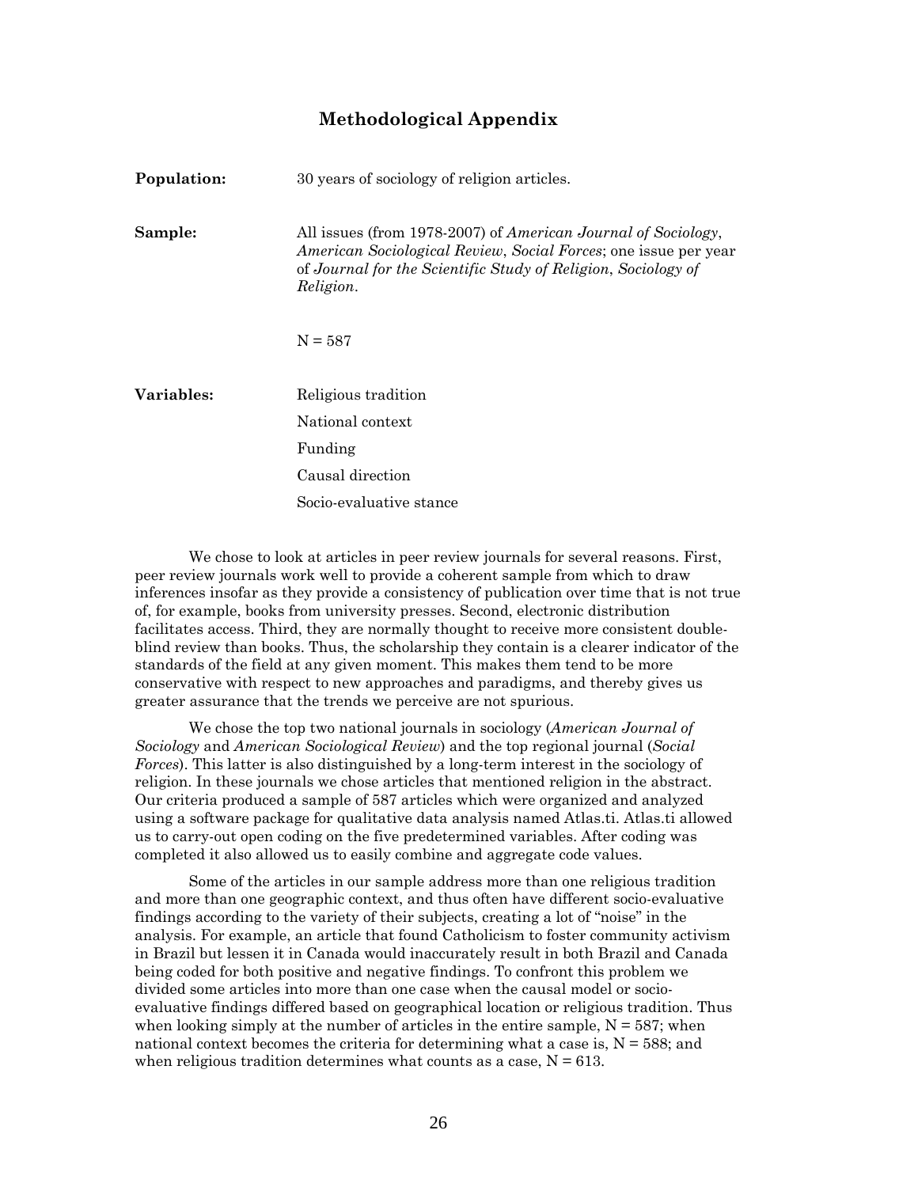## Methodological Appendix

| | |
|---|---|
| **Population:** | 30 years of sociology of religion articles. |
| **Sample:** | All issues (from 1978-2007) of *American Journal of Sociology*, *American Sociological Review*, *Social Forces*; one issue per year of *Journal for the Scientific Study of Religion*, *Sociology of Religion*. |
| | N = 587 |
| **Variables:** | Religious tradition |
| | National context |
| | Funding |
| | Causal direction |
| | Socio-evaluative stance |

We chose to look at articles in peer review journals for several reasons. First, peer review journals work well to provide a coherent sample from which to draw inferences insofar as they provide a consistency of publication over time that is not true of, for example, books from university presses. Second, electronic distribution facilitates access. Third, they are normally thought to receive more consistent double-blind review than books. Thus, the scholarship they contain is a clearer indicator of the standards of the field at any given moment. This makes them tend to be more conservative with respect to new approaches and paradigms, and thereby gives us greater assurance that the trends we perceive are not spurious.

We chose the top two national journals in sociology (*American Journal of Sociology* and *American Sociological Review*) and the top regional journal (*Social Forces*). This latter is also distinguished by a long-term interest in the sociology of religion. In these journals we chose articles that mentioned religion in the abstract. Our criteria produced a sample of 587 articles which were organized and analyzed using a software package for qualitative data analysis named Atlas.ti. Atlas.ti allowed us to carry-out open coding on the five predetermined variables. After coding was completed it also allowed us to easily combine and aggregate code values.

Some of the articles in our sample address more than one religious tradition and more than one geographic context, and thus often have different socio-evaluative findings according to the variety of their subjects, creating a lot of "noise" in the analysis. For example, an article that found Catholicism to foster community activism in Brazil but lessen it in Canada would inaccurately result in both Brazil and Canada being coded for both positive and negative findings. To confront this problem we divided some articles into more than one case when the causal model or socio-evaluative findings differed based on geographical location or religious tradition. Thus when looking simply at the number of articles in the entire sample, N = 587; when national context becomes the criteria for determining what a case is, N = 588; and when religious tradition determines what counts as a case, N = 613.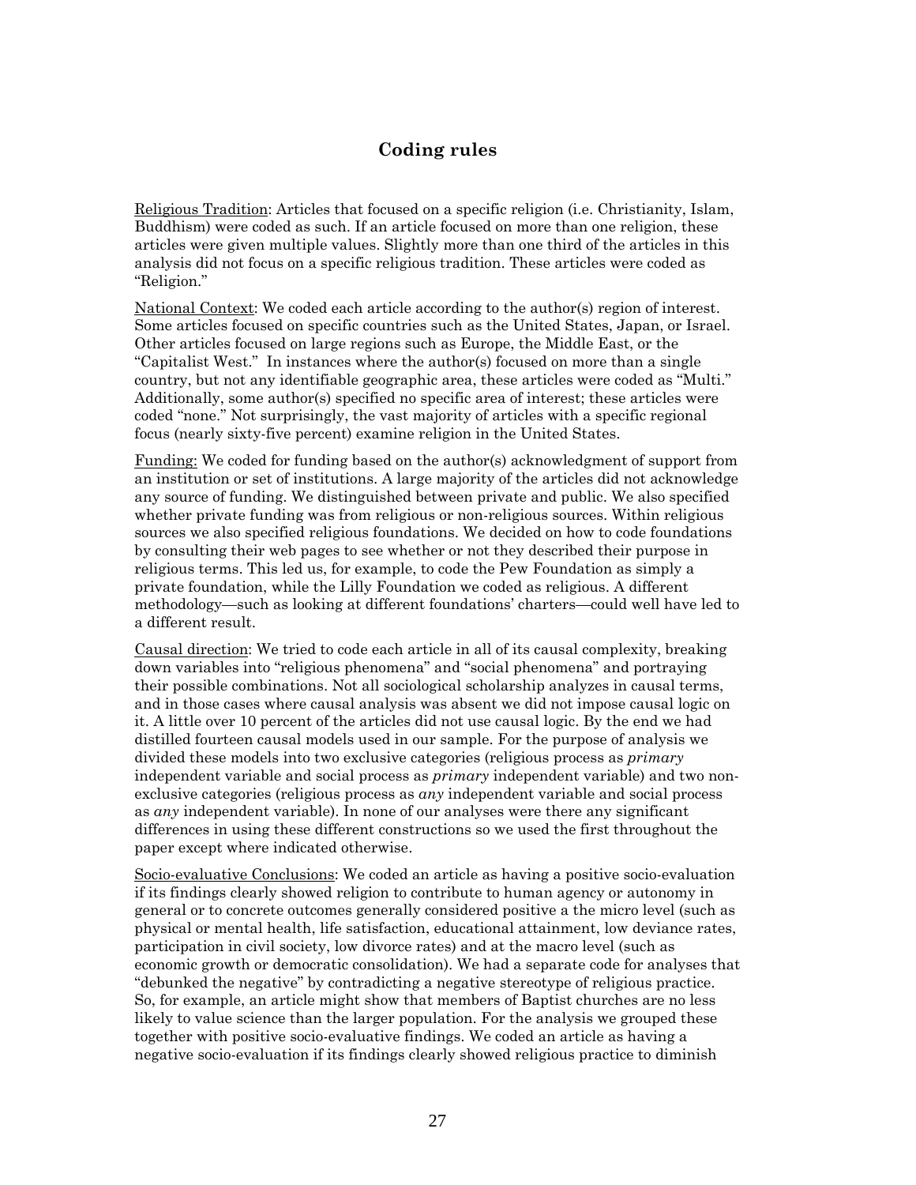## Coding rules

<u>Religious Tradition</u>: Articles that focused on a specific religion (i.e. Christianity, Islam, Buddhism) were coded as such. If an article focused on more than one religion, these articles were given multiple values. Slightly more than one third of the articles in this analysis did not focus on a specific religious tradition. These articles were coded as "Religion."

<u>National Context</u>: We coded each article according to the author(s) region of interest. Some articles focused on specific countries such as the United States, Japan, or Israel. Other articles focused on large regions such as Europe, the Middle East, or the "Capitalist West." In instances where the author(s) focused on more than a single country, but not any identifiable geographic area, these articles were coded as "Multi." Additionally, some author(s) specified no specific area of interest; these articles were coded "none." Not surprisingly, the vast majority of articles with a specific regional focus (nearly sixty-five percent) examine religion in the United States.

<u>Funding:</u> We coded for funding based on the author(s) acknowledgment of support from an institution or set of institutions. A large majority of the articles did not acknowledge any source of funding. We distinguished between private and public. We also specified whether private funding was from religious or non-religious sources. Within religious sources we also specified religious foundations. We decided on how to code foundations by consulting their web pages to see whether or not they described their purpose in religious terms. This led us, for example, to code the Pew Foundation as simply a private foundation, while the Lilly Foundation we coded as religious. A different methodology—such as looking at different foundations' charters—could well have led to a different result.

<u>Causal direction</u>: We tried to code each article in all of its causal complexity, breaking down variables into "religious phenomena" and "social phenomena" and portraying their possible combinations. Not all sociological scholarship analyzes in causal terms, and in those cases where causal analysis was absent we did not impose causal logic on it. A little over 10 percent of the articles did not use causal logic. By the end we had distilled fourteen causal models used in our sample. For the purpose of analysis we divided these models into two exclusive categories (religious process as *primary* independent variable and social process as *primary* independent variable) and two non-exclusive categories (religious process as *any* independent variable and social process as *any* independent variable). In none of our analyses were there any significant differences in using these different constructions so we used the first throughout the paper except where indicated otherwise.

<u>Socio-evaluative Conclusions</u>: We coded an article as having a positive socio-evaluation if its findings clearly showed religion to contribute to human agency or autonomy in general or to concrete outcomes generally considered positive a the micro level (such as physical or mental health, life satisfaction, educational attainment, low deviance rates, participation in civil society, low divorce rates) and at the macro level (such as economic growth or democratic consolidation). We had a separate code for analyses that "debunked the negative" by contradicting a negative stereotype of religious practice. So, for example, an article might show that members of Baptist churches are no less likely to value science than the larger population. For the analysis we grouped these together with positive socio-evaluative findings. We coded an article as having a negative socio-evaluation if its findings clearly showed religious practice to diminish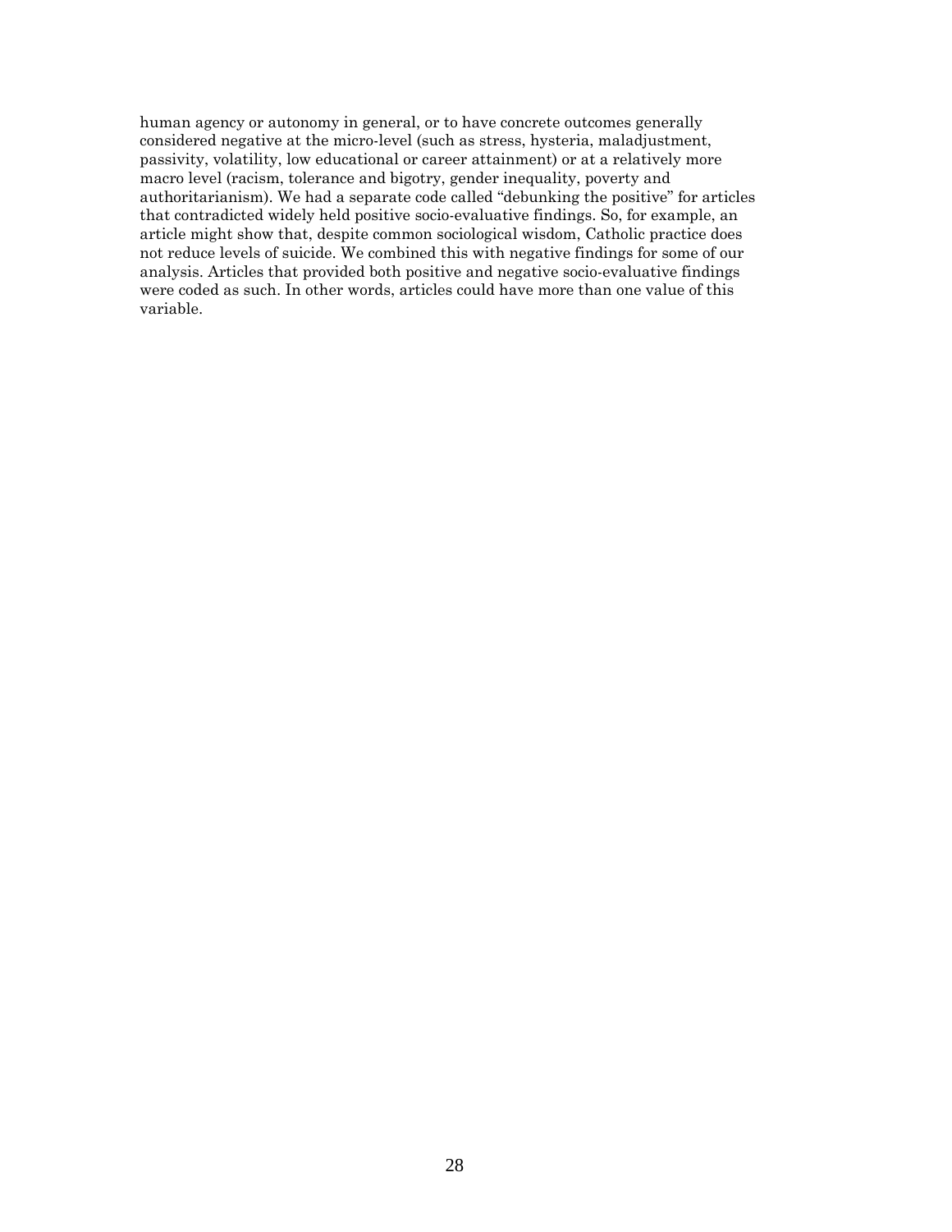human agency or autonomy in general, or to have concrete outcomes generally considered negative at the micro-level (such as stress, hysteria, maladjustment, passivity, volatility, low educational or career attainment) or at a relatively more macro level (racism, tolerance and bigotry, gender inequality, poverty and authoritarianism). We had a separate code called "debunking the positive" for articles that contradicted widely held positive socio-evaluative findings. So, for example, an article might show that, despite common sociological wisdom, Catholic practice does not reduce levels of suicide. We combined this with negative findings for some of our analysis. Articles that provided both positive and negative socio-evaluative findings were coded as such. In other words, articles could have more than one value of this variable.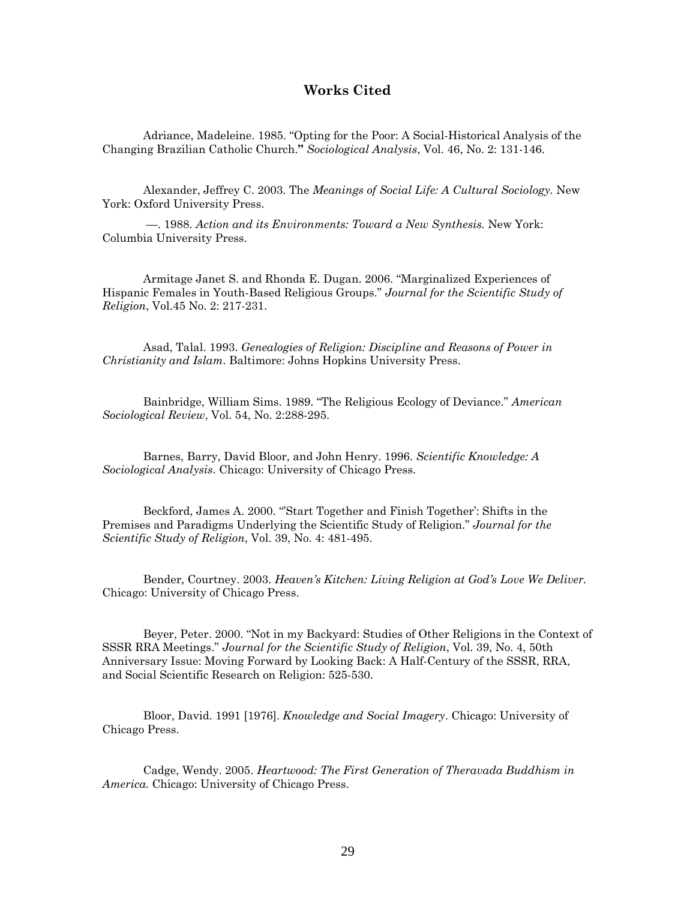## Works Cited

Adriance, Madeleine. 1985. “Opting for the Poor: A Social-Historical Analysis of the Changing Brazilian Catholic Church.**”** *Sociological Analysis*, Vol. 46, No. 2: 131-146.

Alexander, Jeffrey C. 2003. The *Meanings of Social Life: A Cultural Sociology*. New York: Oxford University Press.

—. 1988. *Action and its Environments: Toward a New Synthesis.* New York: Columbia University Press.

Armitage Janet S. and Rhonda E. Dugan. 2006. “Marginalized Experiences of Hispanic Females in Youth-Based Religious Groups.” *Journal for the Scientific Study of Religion*, Vol.45 No. 2: 217-231.

Asad, Talal. 1993. *Genealogies of Religion: Discipline and Reasons of Power in Christianity and Islam*. Baltimore: Johns Hopkins University Press.

Bainbridge, William Sims. 1989. “The Religious Ecology of Deviance.” *American Sociological Review*, Vol. 54, No. 2:288-295.

Barnes, Barry, David Bloor, and John Henry. 1996. *Scientific Knowledge: A Sociological Analysis*. Chicago: University of Chicago Press.

Beckford, James A. 2000. “'Start Together and Finish Together': Shifts in the Premises and Paradigms Underlying the Scientific Study of Religion.” *Journal for the Scientific Study of Religion*, Vol. 39, No. 4: 481-495.

Bender, Courtney. 2003. *Heaven's Kitchen: Living Religion at God's Love We Deliver.* Chicago: University of Chicago Press.

Beyer, Peter. 2000. “Not in my Backyard: Studies of Other Religions in the Context of SSSR RRA Meetings.” *Journal for the Scientific Study of Religion*, Vol. 39, No. 4, 50th Anniversary Issue: Moving Forward by Looking Back: A Half-Century of the SSSR, RRA, and Social Scientific Research on Religion: 525-530.

Bloor, David. 1991 [1976]. *Knowledge and Social Imagery*. Chicago: University of Chicago Press.

Cadge, Wendy. 2005. *Heartwood: The First Generation of Theravada Buddhism in America.* Chicago: University of Chicago Press.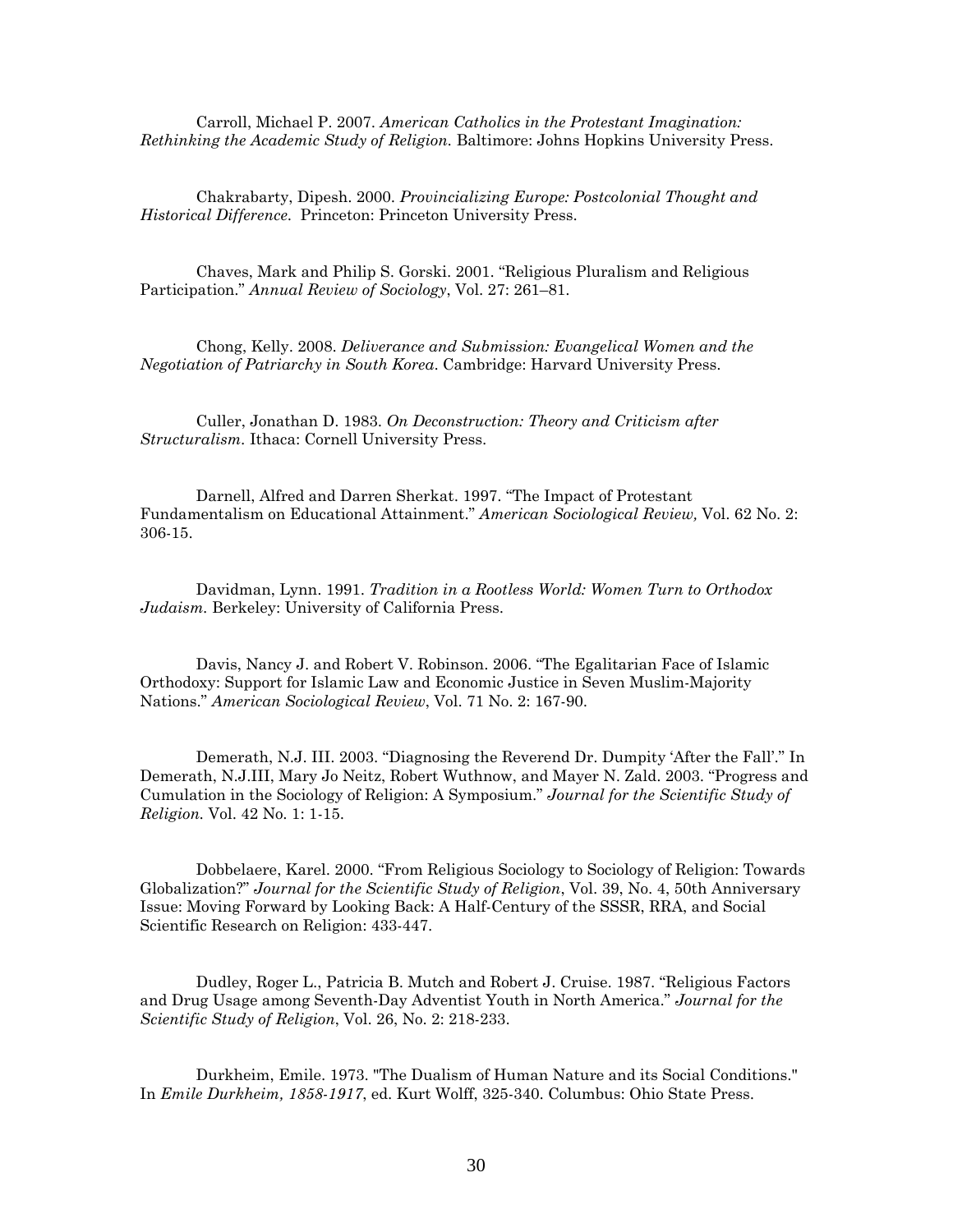Carroll, Michael P. 2007. *American Catholics in the Protestant Imagination: Rethinking the Academic Study of Religion.* Baltimore: Johns Hopkins University Press.

Chakrabarty, Dipesh. 2000. *Provincializing Europe: Postcolonial Thought and Historical Difference.* Princeton: Princeton University Press.

Chaves, Mark and Philip S. Gorski. 2001. "Religious Pluralism and Religious Participation." *Annual Review of Sociology*, Vol. 27: 261–81.

Chong, Kelly. 2008. *Deliverance and Submission: Evangelical Women and the Negotiation of Patriarchy in South Korea*. Cambridge: Harvard University Press.

Culler, Jonathan D. 1983. *On Deconstruction: Theory and Criticism after Structuralism.* Ithaca: Cornell University Press.

Darnell, Alfred and Darren Sherkat. 1997. "The Impact of Protestant Fundamentalism on Educational Attainment." *American Sociological Review,* Vol. 62 No. 2: 306-15.

Davidman, Lynn. 1991. *Tradition in a Rootless World: Women Turn to Orthodox Judaism.* Berkeley: University of California Press.

Davis, Nancy J. and Robert V. Robinson. 2006. "The Egalitarian Face of Islamic Orthodoxy: Support for Islamic Law and Economic Justice in Seven Muslim-Majority Nations." *American Sociological Review*, Vol. 71 No. 2: 167-90.

Demerath, N.J. III. 2003. "Diagnosing the Reverend Dr. Dumpity 'After the Fall'." In Demerath, N.J.III, Mary Jo Neitz, Robert Wuthnow, and Mayer N. Zald. 2003. "Progress and Cumulation in the Sociology of Religion: A Symposium." *Journal for the Scientific Study of Religion.* Vol. 42 No. 1: 1-15.

Dobbelaere, Karel. 2000. "From Religious Sociology to Sociology of Religion: Towards Globalization?" *Journal for the Scientific Study of Religion*, Vol. 39, No. 4, 50th Anniversary Issue: Moving Forward by Looking Back: A Half-Century of the SSSR, RRA, and Social Scientific Research on Religion: 433-447.

Dudley, Roger L., Patricia B. Mutch and Robert J. Cruise. 1987. "Religious Factors and Drug Usage among Seventh-Day Adventist Youth in North America." *Journal for the Scientific Study of Religion*, Vol. 26, No. 2: 218-233.

Durkheim, Emile. 1973. "The Dualism of Human Nature and its Social Conditions." In *Emile Durkheim, 1858-1917*, ed. Kurt Wolff, 325-340. Columbus: Ohio State Press.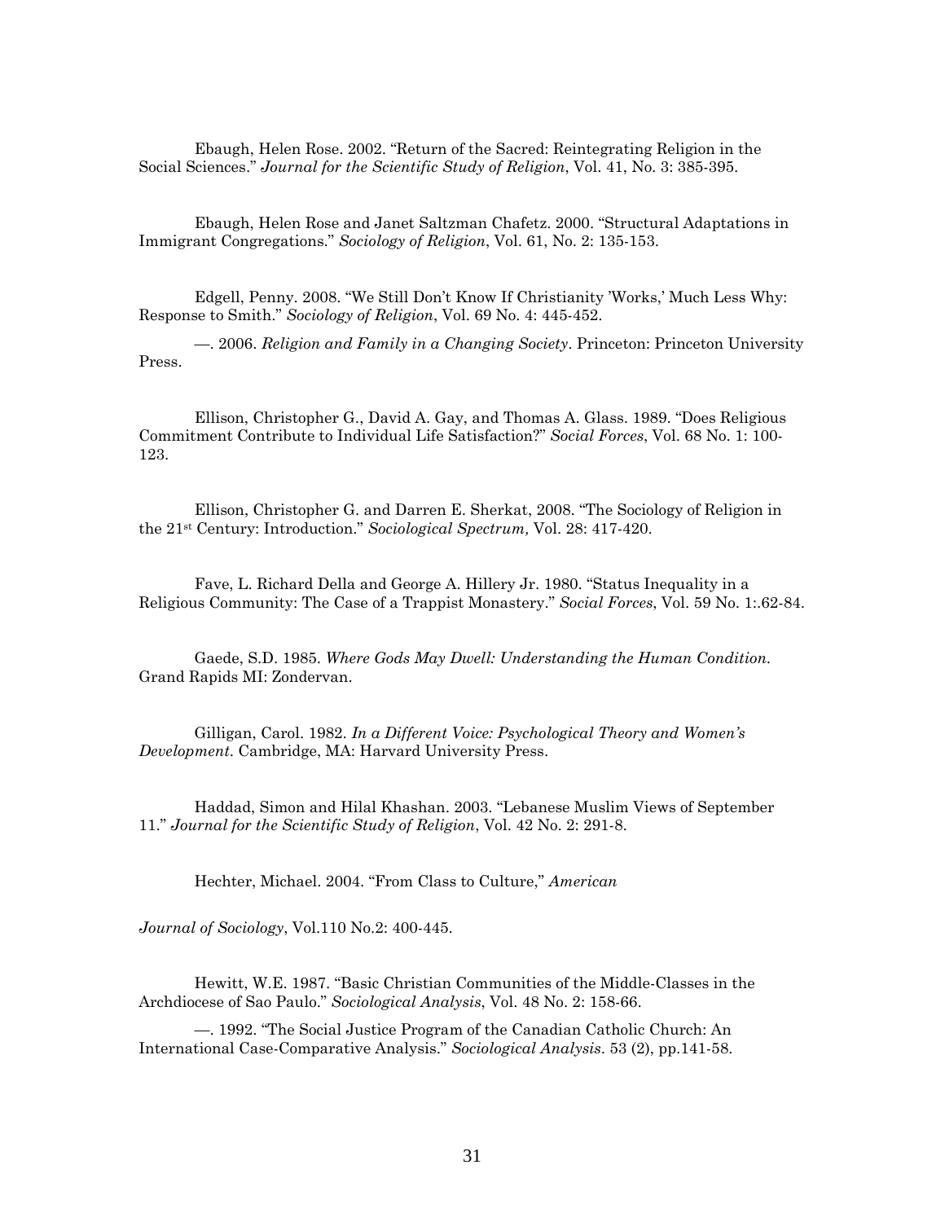Ebaugh, Helen Rose. 2002. "Return of the Sacred: Reintegrating Religion in the Social Sciences." *Journal for the Scientific Study of Religion*, Vol. 41, No. 3: 385-395.

Ebaugh, Helen Rose and Janet Saltzman Chafetz. 2000. "Structural Adaptations in Immigrant Congregations." *Sociology of Religion*, Vol. 61, No. 2: 135-153.

Edgell, Penny. 2008. "We Still Don't Know If Christianity 'Works,' Much Less Why: Response to Smith." *Sociology of Religion*, Vol. 69 No. 4: 445-452.

—. 2006. *Religion and Family in a Changing Society*. Princeton: Princeton University Press.

Ellison, Christopher G., David A. Gay, and Thomas A. Glass. 1989. "Does Religious Commitment Contribute to Individual Life Satisfaction?" *Social Forces*, Vol. 68 No. 1: 100-123.

Ellison, Christopher G. and Darren E. Sherkat, 2008. "The Sociology of Religion in the 21st Century: Introduction." *Sociological Spectrum,* Vol. 28: 417-420.

Fave, L. Richard Della and George A. Hillery Jr. 1980. "Status Inequality in a Religious Community: The Case of a Trappist Monastery." *Social Forces*, Vol. 59 No. 1:.62-84.

Gaede, S.D. 1985. *Where Gods May Dwell: Understanding the Human Condition.* Grand Rapids MI: Zondervan.

Gilligan, Carol. 1982. *In a Different Voice: Psychological Theory and Women's Development.* Cambridge, MA: Harvard University Press.

Haddad, Simon and Hilal Khashan. 2003. "Lebanese Muslim Views of September 11." *Journal for the Scientific Study of Religion*, Vol. 42 No. 2: 291-8.

Hechter, Michael. 2004. "From Class to Culture," *American Journal of Sociology*, Vol.110 No.2: 400-445.

Hewitt, W.E. 1987. "Basic Christian Communities of the Middle-Classes in the Archdiocese of Sao Paulo." *Sociological Analysis*, Vol. 48 No. 2: 158-66.

—. 1992. "The Social Justice Program of the Canadian Catholic Church: An International Case-Comparative Analysis." *Sociological Analysis*. 53 (2), pp.141-58.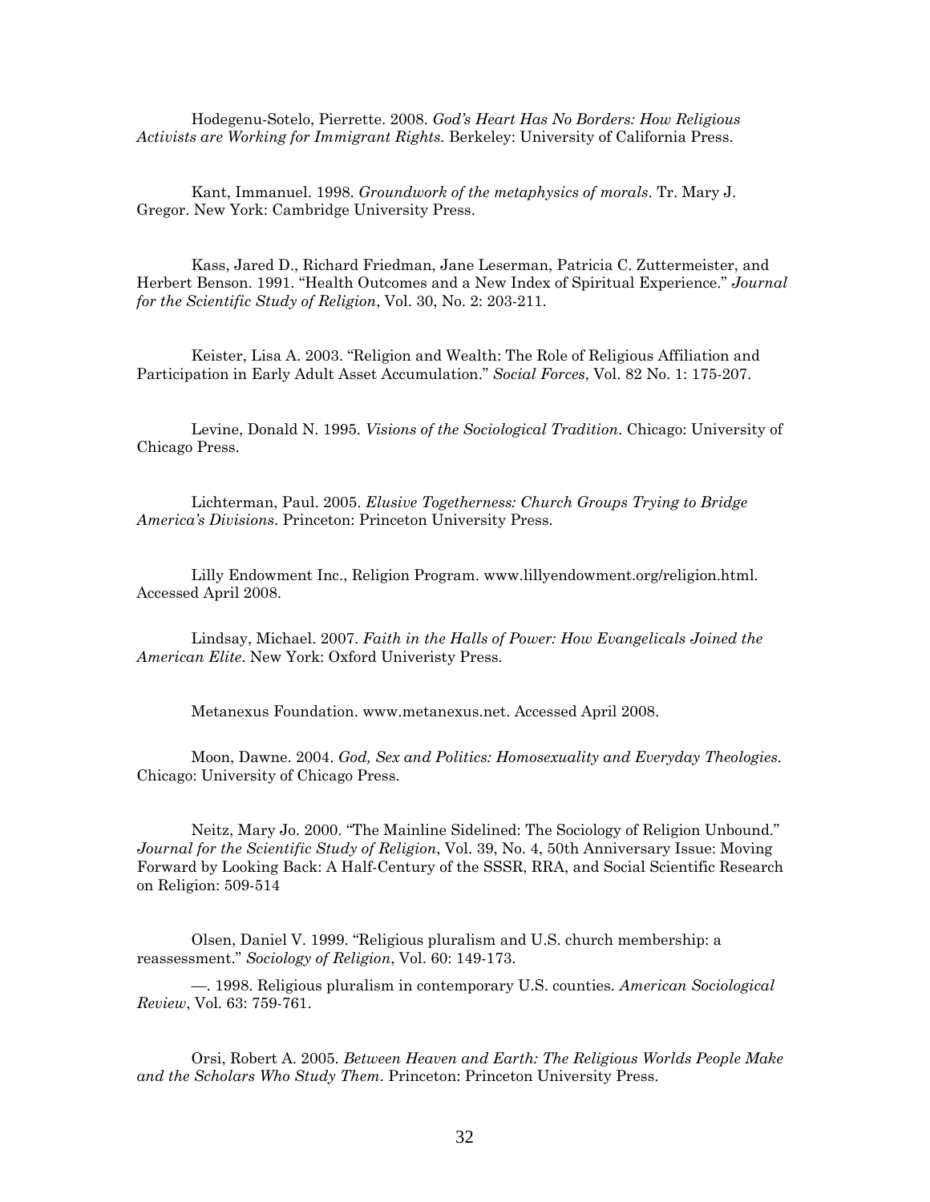Hodegenu-Sotelo, Pierrette. 2008. *God's Heart Has No Borders: How Religious Activists are Working for Immigrant Rights.* Berkeley: University of California Press.

Kant, Immanuel. 1998. *Groundwork of the metaphysics of morals*. Tr. Mary J. Gregor. New York: Cambridge University Press.

Kass, Jared D., Richard Friedman, Jane Leserman, Patricia C. Zuttermeister, and Herbert Benson. 1991. "Health Outcomes and a New Index of Spiritual Experience." *Journal for the Scientific Study of Religion*, Vol. 30, No. 2: 203-211.

Keister, Lisa A. 2003. "Religion and Wealth: The Role of Religious Affiliation and Participation in Early Adult Asset Accumulation." *Social Forces*, Vol. 82 No. 1: 175-207.

Levine, Donald N. 1995. *Visions of the Sociological Tradition*. Chicago: University of Chicago Press.

Lichterman, Paul. 2005. *Elusive Togetherness: Church Groups Trying to Bridge America's Divisions*. Princeton: Princeton University Press.

Lilly Endowment Inc., Religion Program. www.lillyendowment.org/religion.html. Accessed April 2008.

Lindsay, Michael. 2007. *Faith in the Halls of Power: How Evangelicals Joined the American Elite*. New York: Oxford Univeristy Press.

Metanexus Foundation. www.metanexus.net. Accessed April 2008.

Moon, Dawne. 2004. *God, Sex and Politics: Homosexuality and Everyday Theologies.* Chicago: University of Chicago Press.

Neitz, Mary Jo. 2000. "The Mainline Sidelined: The Sociology of Religion Unbound." *Journal for the Scientific Study of Religion*, Vol. 39, No. 4, 50th Anniversary Issue: Moving Forward by Looking Back: A Half-Century of the SSSR, RRA, and Social Scientific Research on Religion: 509-514

Olsen, Daniel V. 1999. "Religious pluralism and U.S. church membership: a reassessment." *Sociology of Religion*, Vol. 60: 149-173.

—. 1998. Religious pluralism in contemporary U.S. counties. *American Sociological Review*, Vol. 63: 759-761.

Orsi, Robert A. 2005. *Between Heaven and Earth: The Religious Worlds People Make and the Scholars Who Study Them*. Princeton: Princeton University Press.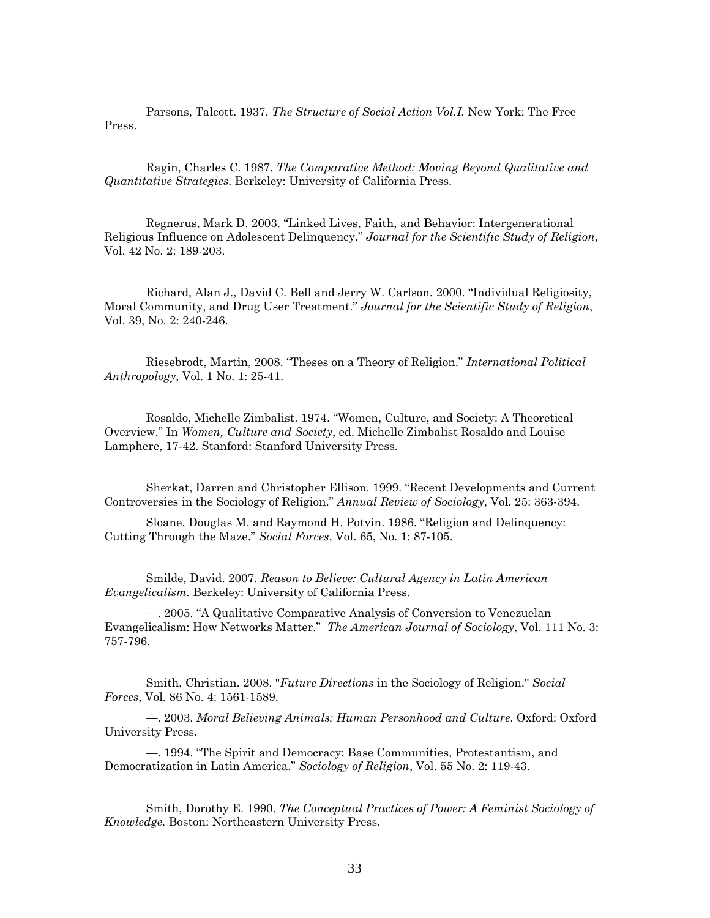Parsons, Talcott. 1937. *The Structure of Social Action Vol.I.* New York: The Free Press.

Ragin, Charles C. 1987. *The Comparative Method: Moving Beyond Qualitative and Quantitative Strategies*. Berkeley: University of California Press.

Regnerus, Mark D. 2003. "Linked Lives, Faith, and Behavior: Intergenerational Religious Influence on Adolescent Delinquency." *Journal for the Scientific Study of Religion*, Vol. 42 No. 2: 189-203.

Richard, Alan J., David C. Bell and Jerry W. Carlson. 2000. "Individual Religiosity, Moral Community, and Drug User Treatment." *Journal for the Scientific Study of Religion*, Vol. 39, No. 2: 240-246.

Riesebrodt, Martin, 2008. "Theses on a Theory of Religion." *International Political Anthropology*, Vol. 1 No. 1: 25-41.

Rosaldo, Michelle Zimbalist. 1974. "Women, Culture, and Society: A Theoretical Overview." In *Women, Culture and Society*, ed. Michelle Zimbalist Rosaldo and Louise Lamphere, 17-42. Stanford: Stanford University Press.

Sherkat, Darren and Christopher Ellison. 1999. "Recent Developments and Current Controversies in the Sociology of Religion." *Annual Review of Sociology*, Vol. 25: 363-394.

Sloane, Douglas M. and Raymond H. Potvin. 1986. "Religion and Delinquency: Cutting Through the Maze." *Social Forces*, Vol. 65, No. 1: 87-105.

Smilde, David. 2007. *Reason to Believe: Cultural Agency in Latin American Evangelicalism*. Berkeley: University of California Press.

—. 2005. "A Qualitative Comparative Analysis of Conversion to Venezuelan Evangelicalism: How Networks Matter." *The American Journal of Sociology*, Vol. 111 No. 3: 757-796.

Smith, Christian. 2008. "*Future Directions* in the Sociology of Religion." *Social Forces*, Vol. 86 No. 4: 1561-1589.

—. 2003. *Moral Believing Animals: Human Personhood and Culture*. Oxford: Oxford University Press.

—. 1994. "The Spirit and Democracy: Base Communities, Protestantism, and Democratization in Latin America." *Sociology of Religion*, Vol. 55 No. 2: 119-43.

Smith, Dorothy E. 1990. *The Conceptual Practices of Power: A Feminist Sociology of Knowledge.* Boston: Northeastern University Press.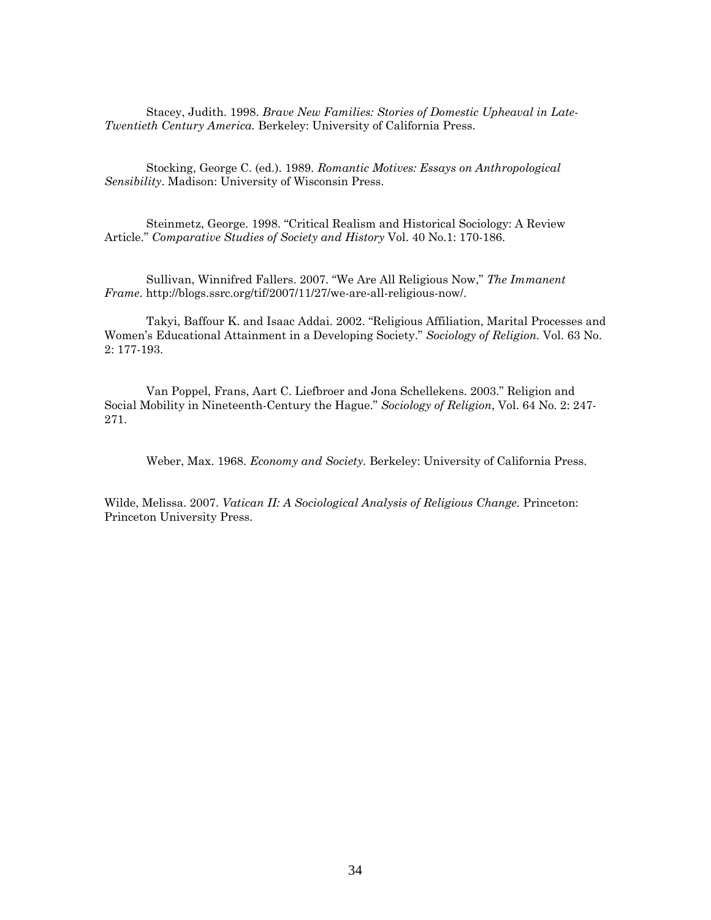Stacey, Judith. 1998. *Brave New Families: Stories of Domestic Upheaval in Late-Twentieth Century America.* Berkeley: University of California Press.

Stocking, George C. (ed.). 1989. *Romantic Motives: Essays on Anthropological Sensibility*. Madison: University of Wisconsin Press.

Steinmetz, George. 1998. "Critical Realism and Historical Sociology: A Review Article." *Comparative Studies of Society and History* Vol. 40 No.1: 170-186.

Sullivan, Winnifred Fallers. 2007. "We Are All Religious Now," *The Immanent Frame*. http://blogs.ssrc.org/tif/2007/11/27/we-are-all-religious-now/.

Takyi, Baffour K. and Isaac Addai. 2002. "Religious Affiliation, Marital Processes and Women's Educational Attainment in a Developing Society." *Sociology of Religion.* Vol. 63 No. 2: 177-193.

Van Poppel, Frans, Aart C. Liefbroer and Jona Schellekens. 2003." Religion and Social Mobility in Nineteenth-Century the Hague." *Sociology of Religion*, Vol. 64 No. 2: 247-271.

Weber, Max. 1968. *Economy and Society.* Berkeley: University of California Press.

Wilde, Melissa. 2007. *Vatican II: A Sociological Analysis of Religious Change.* Princeton: Princeton University Press.